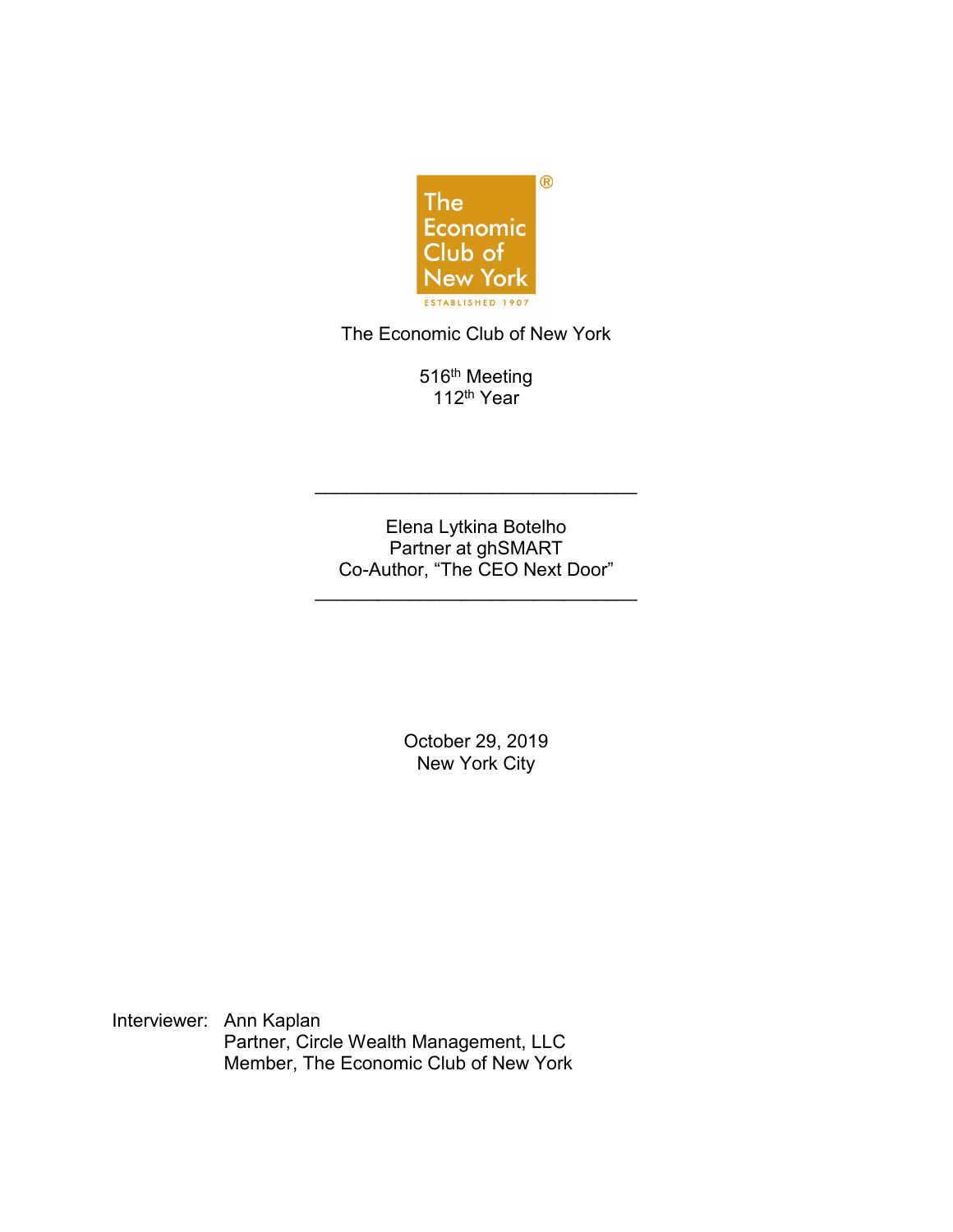The Economic Club of New York

516th Meeting
112th Year

---

Elena Lytkina Botelho
Partner at ghSMART
Co-Author, "The CEO Next Door"

---

October 29, 2019
New York City

Interviewer: Ann Kaplan
Partner, Circle Wealth Management, LLC
Member, The Economic Club of New York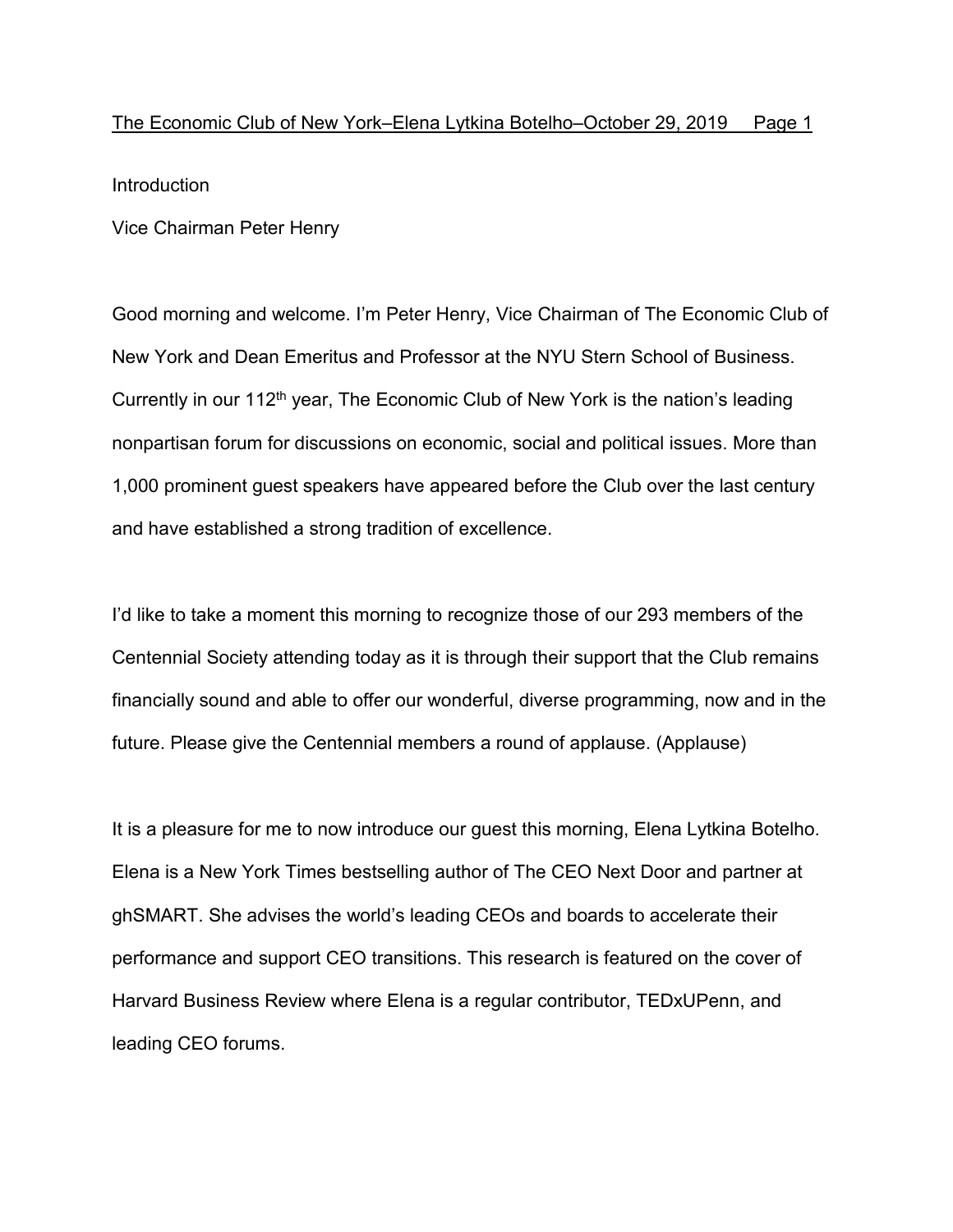Introduction

Vice Chairman Peter Henry

Good morning and welcome. I'm Peter Henry, Vice Chairman of The Economic Club of New York and Dean Emeritus and Professor at the NYU Stern School of Business. Currently in our 112th year, The Economic Club of New York is the nation's leading nonpartisan forum for discussions on economic, social and political issues. More than 1,000 prominent guest speakers have appeared before the Club over the last century and have established a strong tradition of excellence.

I'd like to take a moment this morning to recognize those of our 293 members of the Centennial Society attending today as it is through their support that the Club remains financially sound and able to offer our wonderful, diverse programming, now and in the future. Please give the Centennial members a round of applause. (Applause)

It is a pleasure for me to now introduce our guest this morning, Elena Lytkina Botelho. Elena is a New York Times bestselling author of The CEO Next Door and partner at ghSMART. She advises the world's leading CEOs and boards to accelerate their performance and support CEO transitions. This research is featured on the cover of Harvard Business Review where Elena is a regular contributor, TEDxUPenn, and leading CEO forums.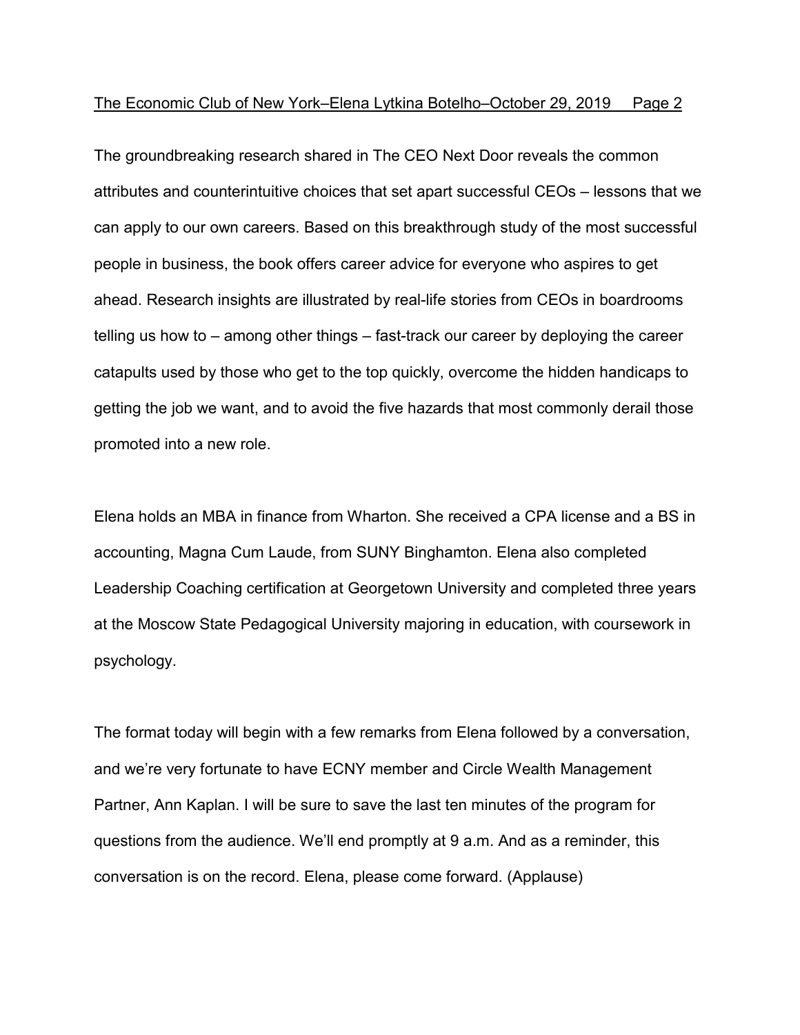The groundbreaking research shared in The CEO Next Door reveals the common attributes and counterintuitive choices that set apart successful CEOs – lessons that we can apply to our own careers. Based on this breakthrough study of the most successful people in business, the book offers career advice for everyone who aspires to get ahead. Research insights are illustrated by real-life stories from CEOs in boardrooms telling us how to – among other things – fast-track our career by deploying the career catapults used by those who get to the top quickly, overcome the hidden handicaps to getting the job we want, and to avoid the five hazards that most commonly derail those promoted into a new role.

Elena holds an MBA in finance from Wharton. She received a CPA license and a BS in accounting, Magna Cum Laude, from SUNY Binghamton. Elena also completed Leadership Coaching certification at Georgetown University and completed three years at the Moscow State Pedagogical University majoring in education, with coursework in psychology.

The format today will begin with a few remarks from Elena followed by a conversation, and we're very fortunate to have ECNY member and Circle Wealth Management Partner, Ann Kaplan. I will be sure to save the last ten minutes of the program for questions from the audience. We'll end promptly at 9 a.m. And as a reminder, this conversation is on the record. Elena, please come forward. (Applause)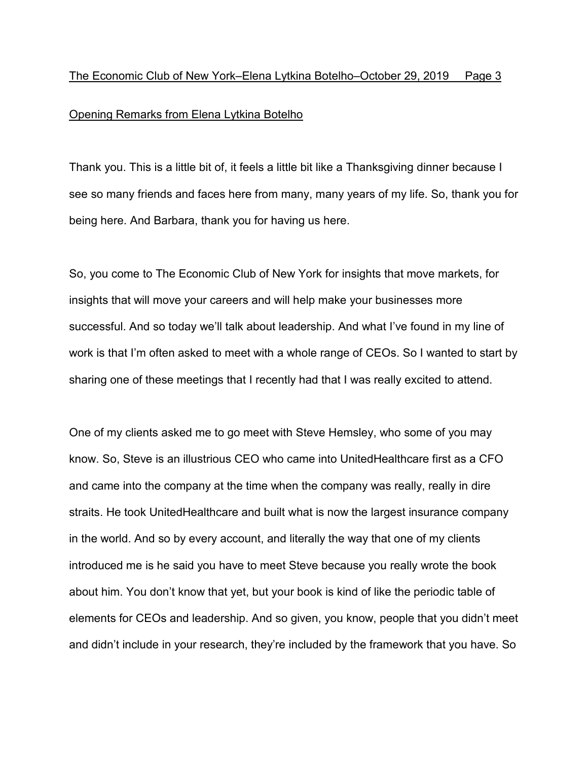## Opening Remarks from Elena Lytkina Botelho

Thank you. This is a little bit of, it feels a little bit like a Thanksgiving dinner because I see so many friends and faces here from many, many years of my life. So, thank you for being here. And Barbara, thank you for having us here.

So, you come to The Economic Club of New York for insights that move markets, for insights that will move your careers and will help make your businesses more successful. And so today we'll talk about leadership. And what I've found in my line of work is that I'm often asked to meet with a whole range of CEOs. So I wanted to start by sharing one of these meetings that I recently had that I was really excited to attend.

One of my clients asked me to go meet with Steve Hemsley, who some of you may know. So, Steve is an illustrious CEO who came into UnitedHealthcare first as a CFO and came into the company at the time when the company was really, really in dire straits. He took UnitedHealthcare and built what is now the largest insurance company in the world. And so by every account, and literally the way that one of my clients introduced me is he said you have to meet Steve because you really wrote the book about him. You don't know that yet, but your book is kind of like the periodic table of elements for CEOs and leadership. And so given, you know, people that you didn't meet and didn't include in your research, they're included by the framework that you have. So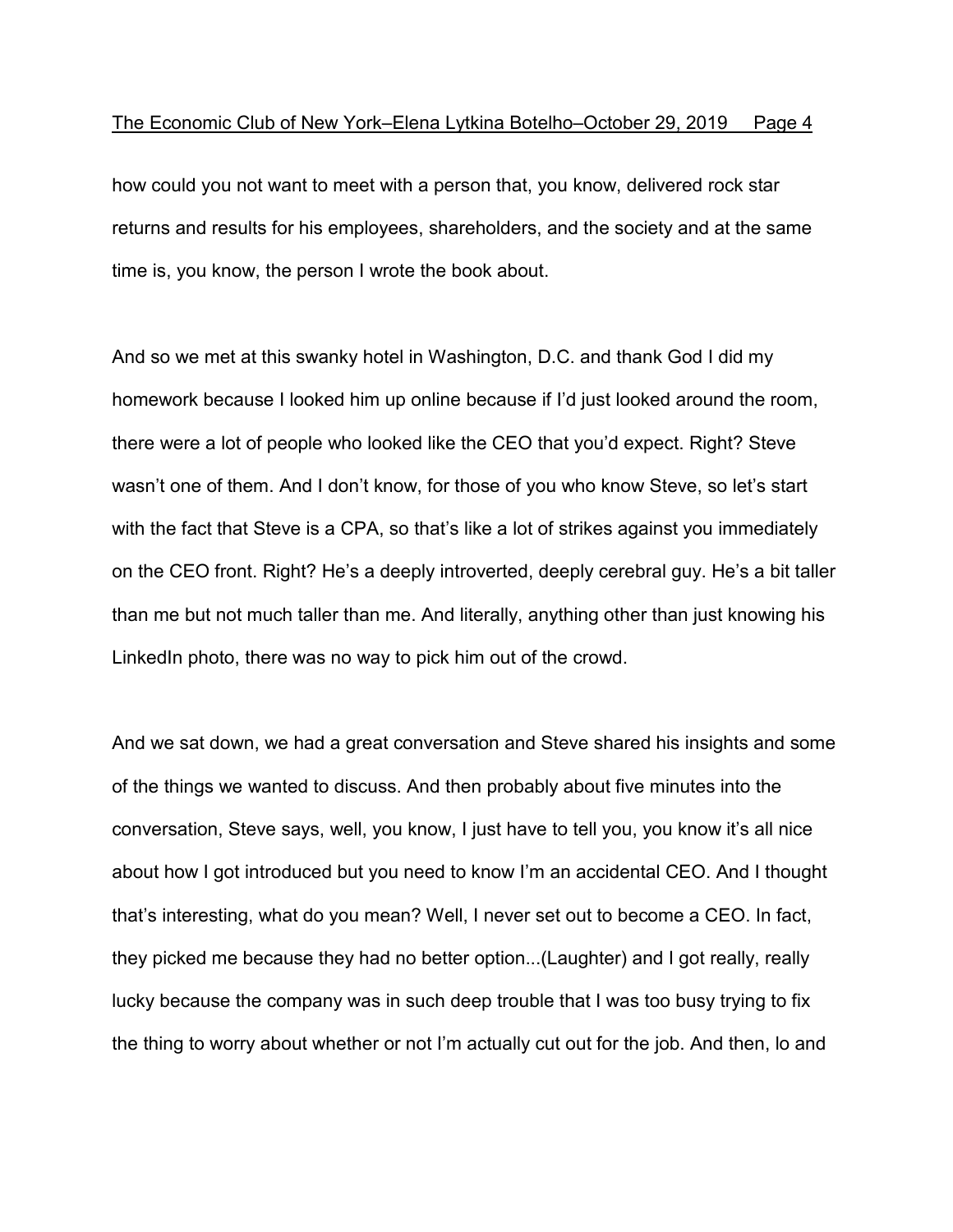how could you not want to meet with a person that, you know, delivered rock star returns and results for his employees, shareholders, and the society and at the same time is, you know, the person I wrote the book about.

And so we met at this swanky hotel in Washington, D.C. and thank God I did my homework because I looked him up online because if I'd just looked around the room, there were a lot of people who looked like the CEO that you'd expect. Right? Steve wasn't one of them. And I don't know, for those of you who know Steve, so let's start with the fact that Steve is a CPA, so that's like a lot of strikes against you immediately on the CEO front. Right? He's a deeply introverted, deeply cerebral guy. He's a bit taller than me but not much taller than me. And literally, anything other than just knowing his LinkedIn photo, there was no way to pick him out of the crowd.

And we sat down, we had a great conversation and Steve shared his insights and some of the things we wanted to discuss. And then probably about five minutes into the conversation, Steve says, well, you know, I just have to tell you, you know it's all nice about how I got introduced but you need to know I'm an accidental CEO. And I thought that's interesting, what do you mean? Well, I never set out to become a CEO. In fact, they picked me because they had no better option...(Laughter) and I got really, really lucky because the company was in such deep trouble that I was too busy trying to fix the thing to worry about whether or not I'm actually cut out for the job. And then, lo and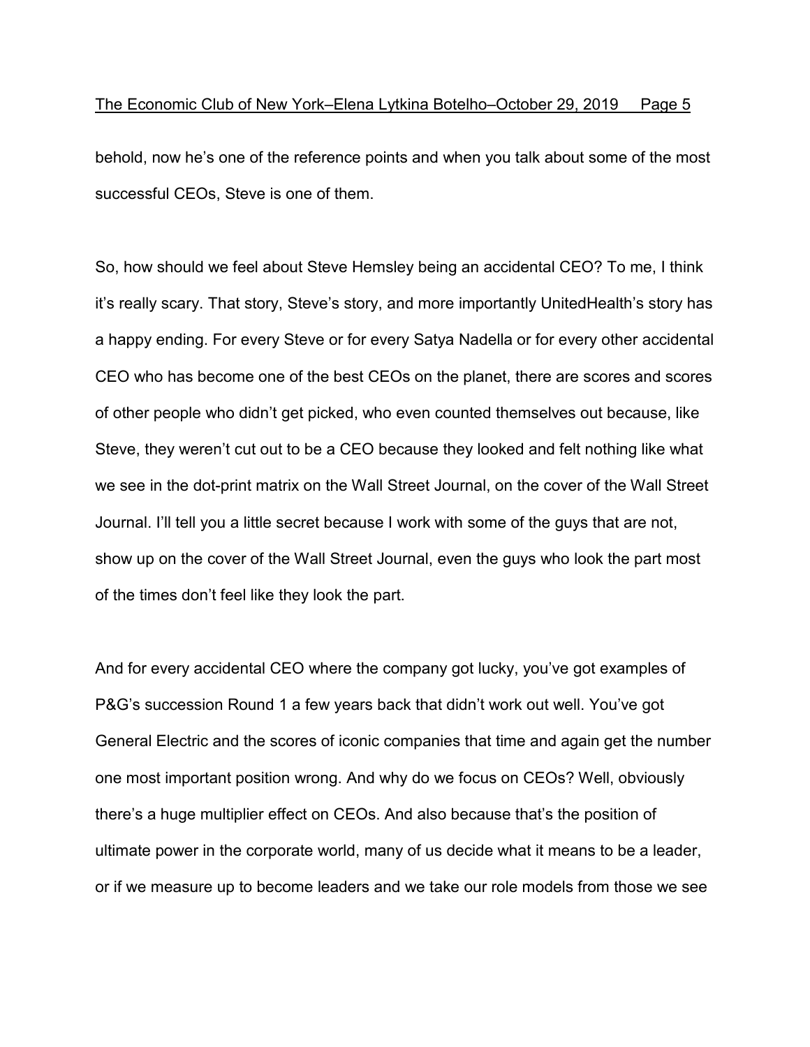behold, now he's one of the reference points and when you talk about some of the most successful CEOs, Steve is one of them.

So, how should we feel about Steve Hemsley being an accidental CEO? To me, I think it's really scary. That story, Steve's story, and more importantly UnitedHealth's story has a happy ending. For every Steve or for every Satya Nadella or for every other accidental CEO who has become one of the best CEOs on the planet, there are scores and scores of other people who didn't get picked, who even counted themselves out because, like Steve, they weren't cut out to be a CEO because they looked and felt nothing like what we see in the dot-print matrix on the Wall Street Journal, on the cover of the Wall Street Journal. I'll tell you a little secret because I work with some of the guys that are not, show up on the cover of the Wall Street Journal, even the guys who look the part most of the times don't feel like they look the part.

And for every accidental CEO where the company got lucky, you've got examples of P&G's succession Round 1 a few years back that didn't work out well. You've got General Electric and the scores of iconic companies that time and again get the number one most important position wrong. And why do we focus on CEOs? Well, obviously there's a huge multiplier effect on CEOs. And also because that's the position of ultimate power in the corporate world, many of us decide what it means to be a leader, or if we measure up to become leaders and we take our role models from those we see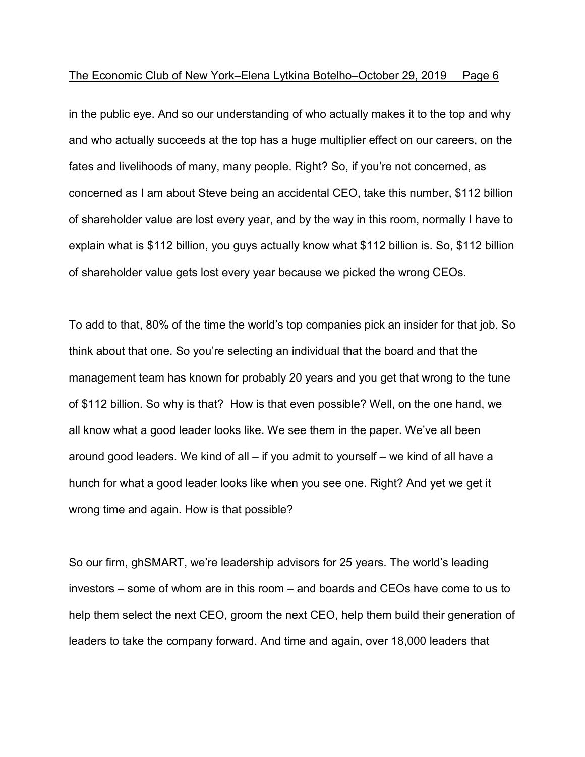in the public eye. And so our understanding of who actually makes it to the top and why and who actually succeeds at the top has a huge multiplier effect on our careers, on the fates and livelihoods of many, many people. Right? So, if you're not concerned, as concerned as I am about Steve being an accidental CEO, take this number, $112 billion of shareholder value are lost every year, and by the way in this room, normally I have to explain what is $112 billion, you guys actually know what $112 billion is. So, $112 billion of shareholder value gets lost every year because we picked the wrong CEOs.

To add to that, 80% of the time the world's top companies pick an insider for that job. So think about that one. So you're selecting an individual that the board and that the management team has known for probably 20 years and you get that wrong to the tune of $112 billion. So why is that? How is that even possible? Well, on the one hand, we all know what a good leader looks like. We see them in the paper. We've all been around good leaders. We kind of all – if you admit to yourself – we kind of all have a hunch for what a good leader looks like when you see one. Right? And yet we get it wrong time and again. How is that possible?

So our firm, ghSMART, we're leadership advisors for 25 years. The world's leading investors – some of whom are in this room – and boards and CEOs have come to us to help them select the next CEO, groom the next CEO, help them build their generation of leaders to take the company forward. And time and again, over 18,000 leaders that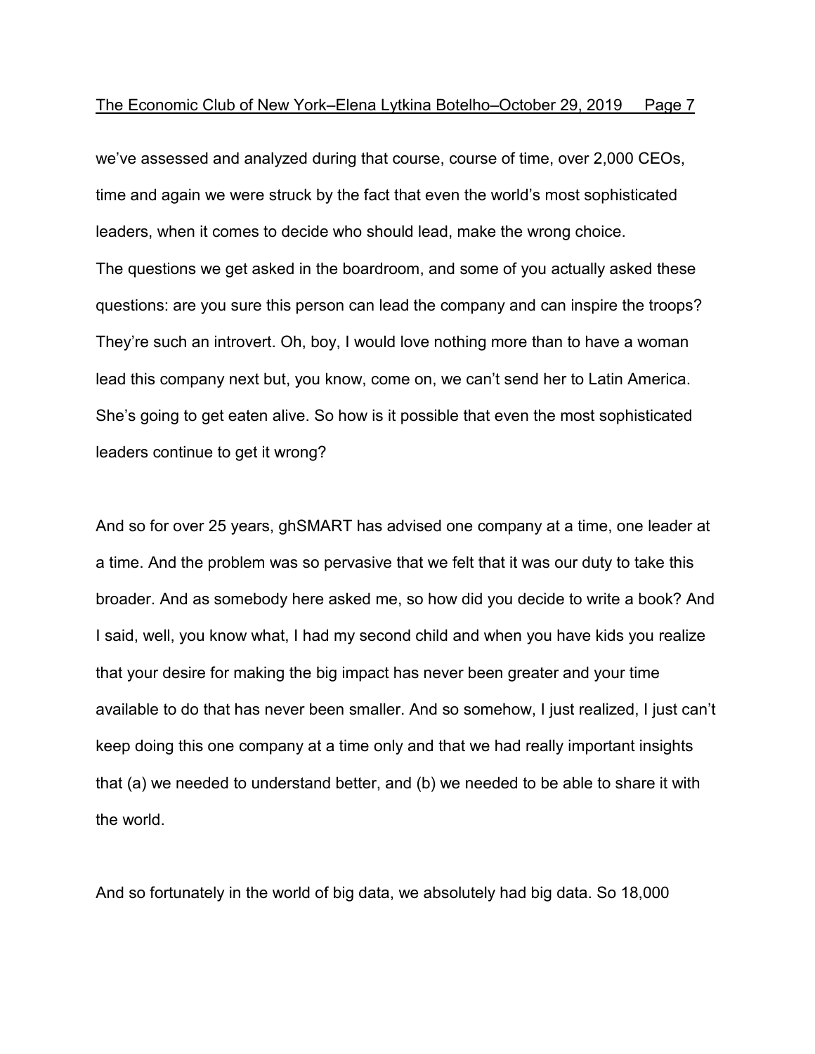we've assessed and analyzed during that course, course of time, over 2,000 CEOs, time and again we were struck by the fact that even the world's most sophisticated leaders, when it comes to decide who should lead, make the wrong choice.
The questions we get asked in the boardroom, and some of you actually asked these questions: are you sure this person can lead the company and can inspire the troops? They're such an introvert. Oh, boy, I would love nothing more than to have a woman lead this company next but, you know, come on, we can't send her to Latin America. She's going to get eaten alive. So how is it possible that even the most sophisticated leaders continue to get it wrong?

And so for over 25 years, ghSMART has advised one company at a time, one leader at a time. And the problem was so pervasive that we felt that it was our duty to take this broader. And as somebody here asked me, so how did you decide to write a book? And I said, well, you know what, I had my second child and when you have kids you realize that your desire for making the big impact has never been greater and your time available to do that has never been smaller. And so somehow, I just realized, I just can't keep doing this one company at a time only and that we had really important insights that (a) we needed to understand better, and (b) we needed to be able to share it with the world.

And so fortunately in the world of big data, we absolutely had big data. So 18,000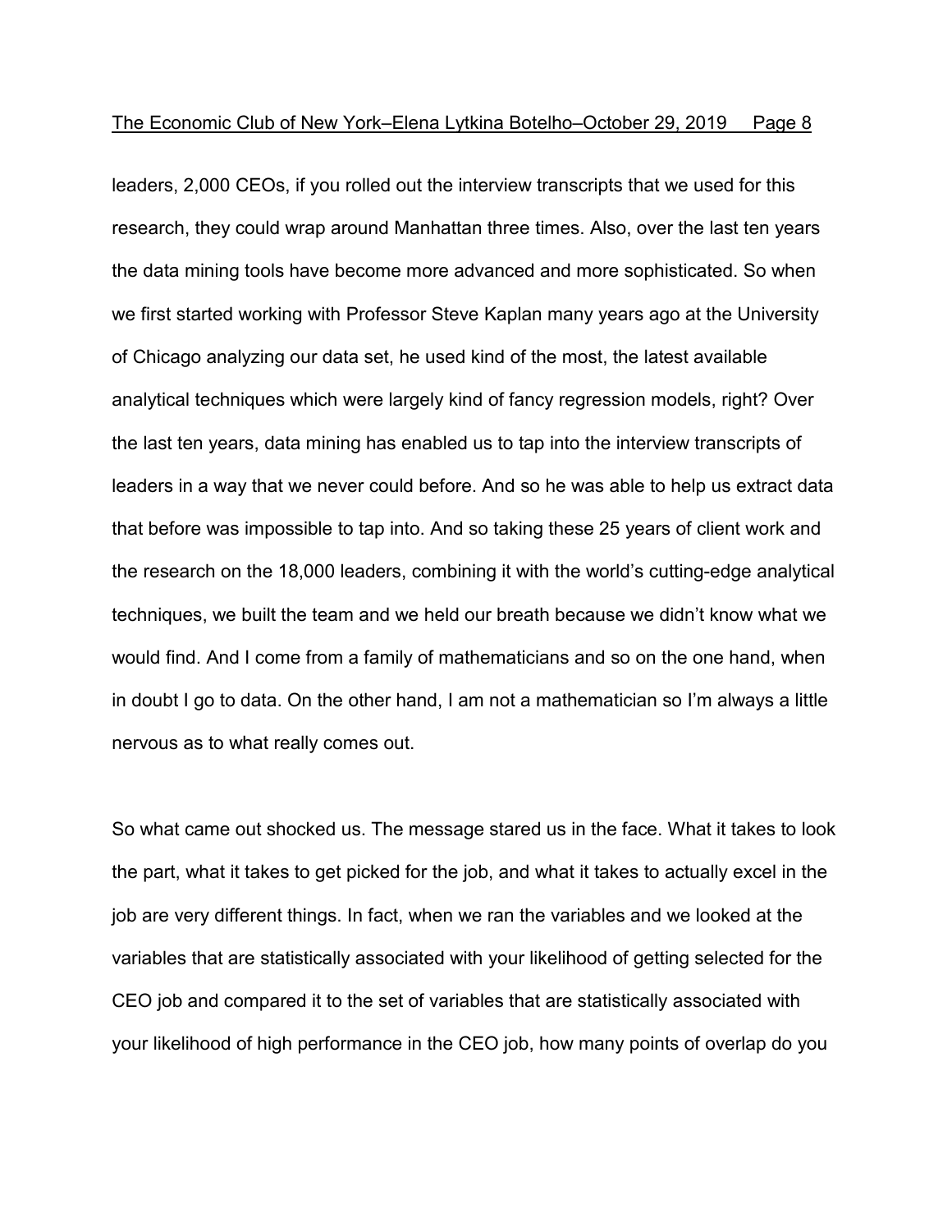leaders, 2,000 CEOs, if you rolled out the interview transcripts that we used for this research, they could wrap around Manhattan three times. Also, over the last ten years the data mining tools have become more advanced and more sophisticated. So when we first started working with Professor Steve Kaplan many years ago at the University of Chicago analyzing our data set, he used kind of the most, the latest available analytical techniques which were largely kind of fancy regression models, right? Over the last ten years, data mining has enabled us to tap into the interview transcripts of leaders in a way that we never could before. And so he was able to help us extract data that before was impossible to tap into. And so taking these 25 years of client work and the research on the 18,000 leaders, combining it with the world's cutting-edge analytical techniques, we built the team and we held our breath because we didn't know what we would find. And I come from a family of mathematicians and so on the one hand, when in doubt I go to data. On the other hand, I am not a mathematician so I'm always a little nervous as to what really comes out.

So what came out shocked us. The message stared us in the face. What it takes to look the part, what it takes to get picked for the job, and what it takes to actually excel in the job are very different things. In fact, when we ran the variables and we looked at the variables that are statistically associated with your likelihood of getting selected for the CEO job and compared it to the set of variables that are statistically associated with your likelihood of high performance in the CEO job, how many points of overlap do you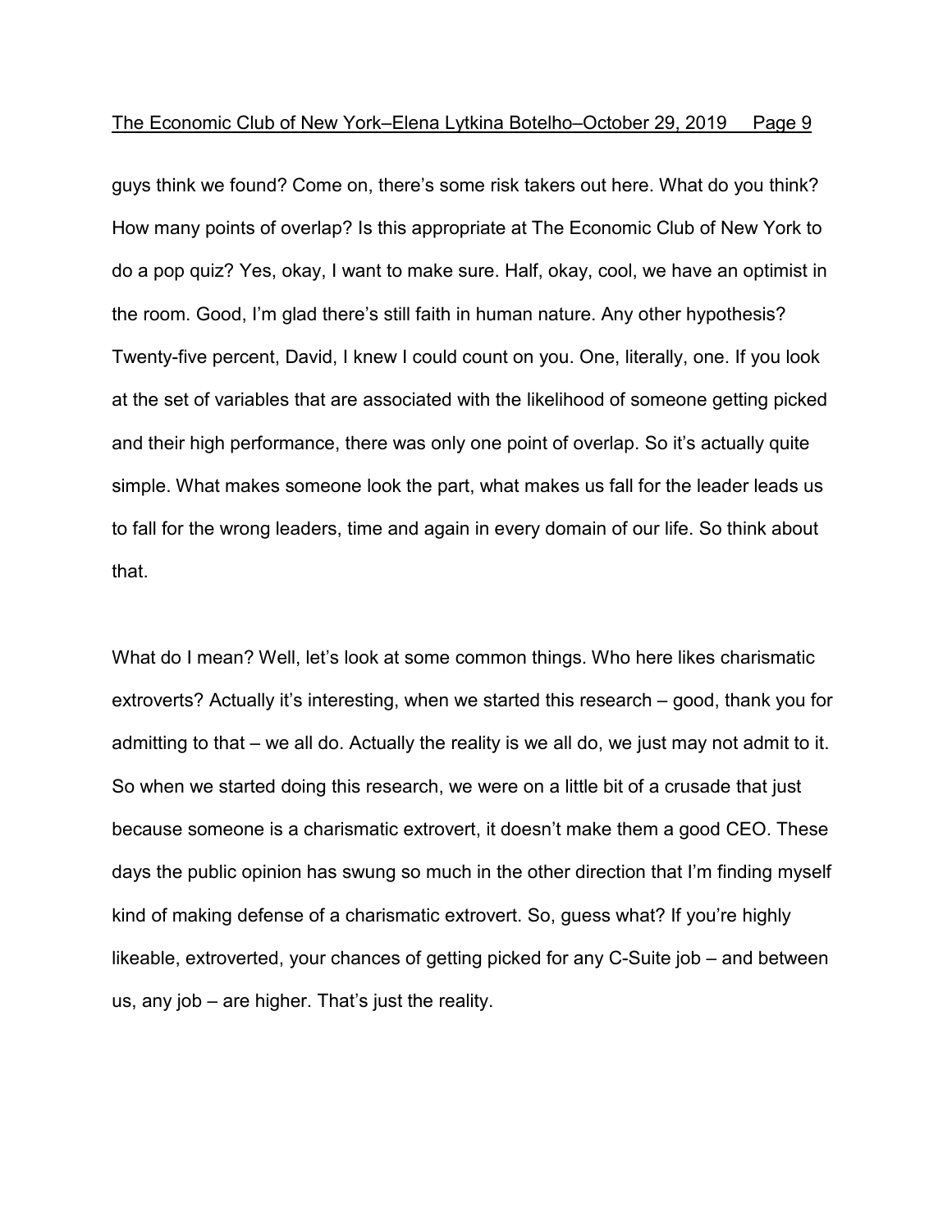guys think we found? Come on, there's some risk takers out here. What do you think? How many points of overlap? Is this appropriate at The Economic Club of New York to do a pop quiz? Yes, okay, I want to make sure. Half, okay, cool, we have an optimist in the room. Good, I'm glad there's still faith in human nature. Any other hypothesis? Twenty-five percent, David, I knew I could count on you. One, literally, one. If you look at the set of variables that are associated with the likelihood of someone getting picked and their high performance, there was only one point of overlap. So it's actually quite simple. What makes someone look the part, what makes us fall for the leader leads us to fall for the wrong leaders, time and again in every domain of our life. So think about that.

What do I mean? Well, let's look at some common things. Who here likes charismatic extroverts? Actually it's interesting, when we started this research – good, thank you for admitting to that – we all do. Actually the reality is we all do, we just may not admit to it. So when we started doing this research, we were on a little bit of a crusade that just because someone is a charismatic extrovert, it doesn't make them a good CEO. These days the public opinion has swung so much in the other direction that I'm finding myself kind of making defense of a charismatic extrovert. So, guess what? If you're highly likeable, extroverted, your chances of getting picked for any C-Suite job – and between us, any job – are higher. That's just the reality.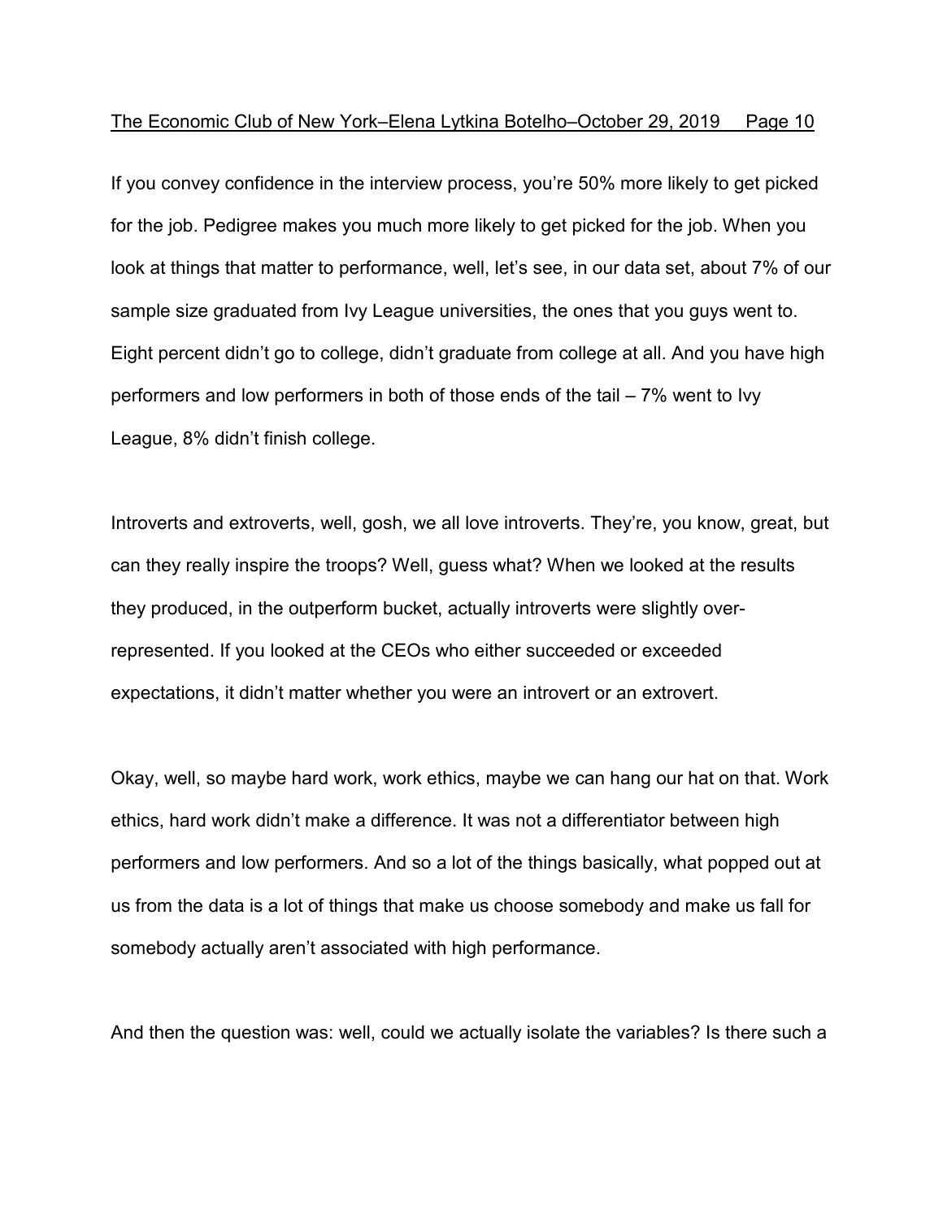If you convey confidence in the interview process, you're 50% more likely to get picked for the job. Pedigree makes you much more likely to get picked for the job. When you look at things that matter to performance, well, let's see, in our data set, about 7% of our sample size graduated from Ivy League universities, the ones that you guys went to. Eight percent didn't go to college, didn't graduate from college at all. And you have high performers and low performers in both of those ends of the tail – 7% went to Ivy League, 8% didn't finish college.

Introverts and extroverts, well, gosh, we all love introverts. They're, you know, great, but can they really inspire the troops? Well, guess what? When we looked at the results they produced, in the outperform bucket, actually introverts were slightly over-represented. If you looked at the CEOs who either succeeded or exceeded expectations, it didn't matter whether you were an introvert or an extrovert.

Okay, well, so maybe hard work, work ethics, maybe we can hang our hat on that. Work ethics, hard work didn't make a difference. It was not a differentiator between high performers and low performers. And so a lot of the things basically, what popped out at us from the data is a lot of things that make us choose somebody and make us fall for somebody actually aren't associated with high performance.

And then the question was: well, could we actually isolate the variables? Is there such a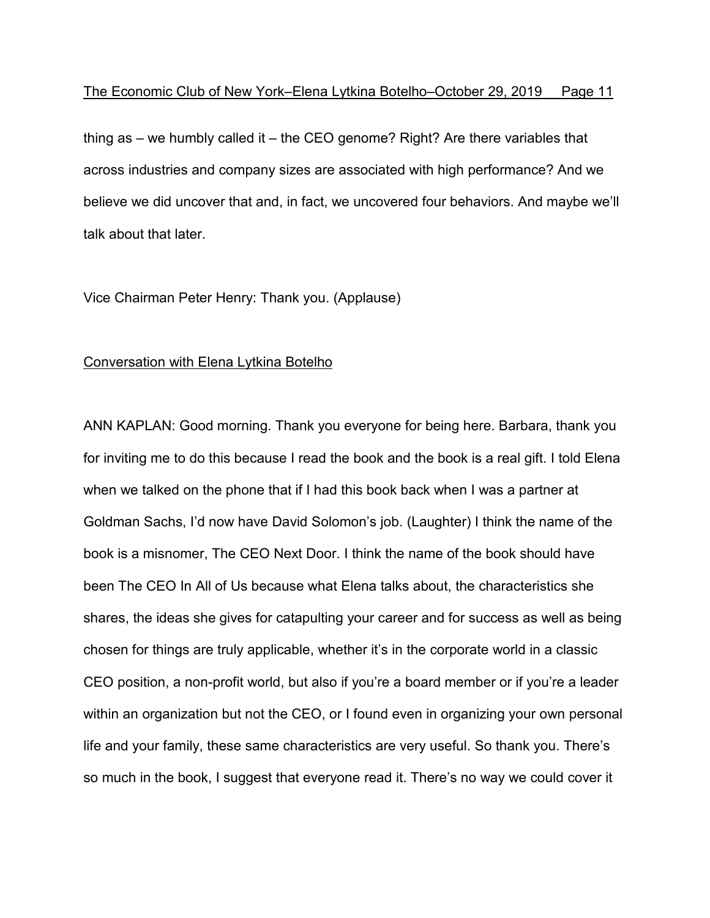thing as – we humbly called it – the CEO genome? Right? Are there variables that across industries and company sizes are associated with high performance? And we believe we did uncover that and, in fact, we uncovered four behaviors. And maybe we'll talk about that later.

Vice Chairman Peter Henry: Thank you. (Applause)

## Conversation with Elena Lytkina Botelho

ANN KAPLAN: Good morning. Thank you everyone for being here. Barbara, thank you for inviting me to do this because I read the book and the book is a real gift. I told Elena when we talked on the phone that if I had this book back when I was a partner at Goldman Sachs, I'd now have David Solomon's job. (Laughter) I think the name of the book is a misnomer, The CEO Next Door. I think the name of the book should have been The CEO In All of Us because what Elena talks about, the characteristics she shares, the ideas she gives for catapulting your career and for success as well as being chosen for things are truly applicable, whether it's in the corporate world in a classic CEO position, a non-profit world, but also if you're a board member or if you're a leader within an organization but not the CEO, or I found even in organizing your own personal life and your family, these same characteristics are very useful. So thank you. There's so much in the book, I suggest that everyone read it. There's no way we could cover it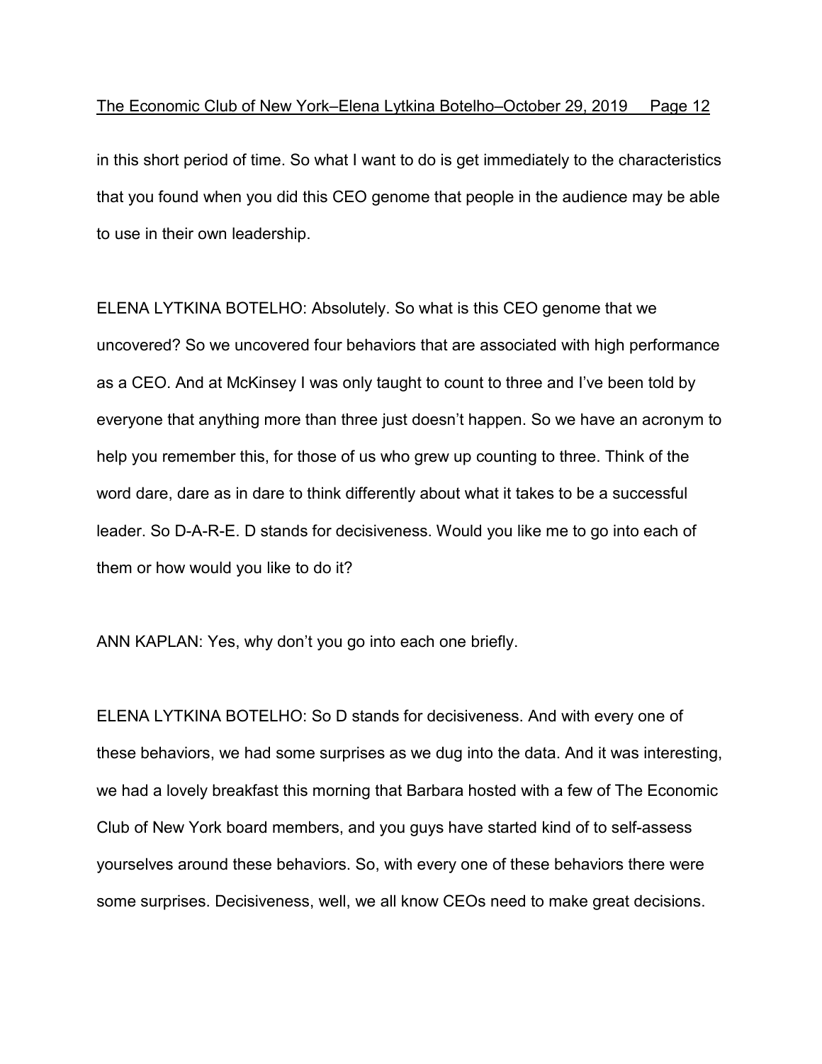in this short period of time. So what I want to do is get immediately to the characteristics that you found when you did this CEO genome that people in the audience may be able to use in their own leadership.

ELENA LYTKINA BOTELHO: Absolutely. So what is this CEO genome that we uncovered? So we uncovered four behaviors that are associated with high performance as a CEO. And at McKinsey I was only taught to count to three and I've been told by everyone that anything more than three just doesn't happen. So we have an acronym to help you remember this, for those of us who grew up counting to three. Think of the word dare, dare as in dare to think differently about what it takes to be a successful leader. So D-A-R-E. D stands for decisiveness. Would you like me to go into each of them or how would you like to do it?

ANN KAPLAN: Yes, why don't you go into each one briefly.

ELENA LYTKINA BOTELHO: So D stands for decisiveness. And with every one of these behaviors, we had some surprises as we dug into the data. And it was interesting, we had a lovely breakfast this morning that Barbara hosted with a few of The Economic Club of New York board members, and you guys have started kind of to self-assess yourselves around these behaviors. So, with every one of these behaviors there were some surprises. Decisiveness, well, we all know CEOs need to make great decisions.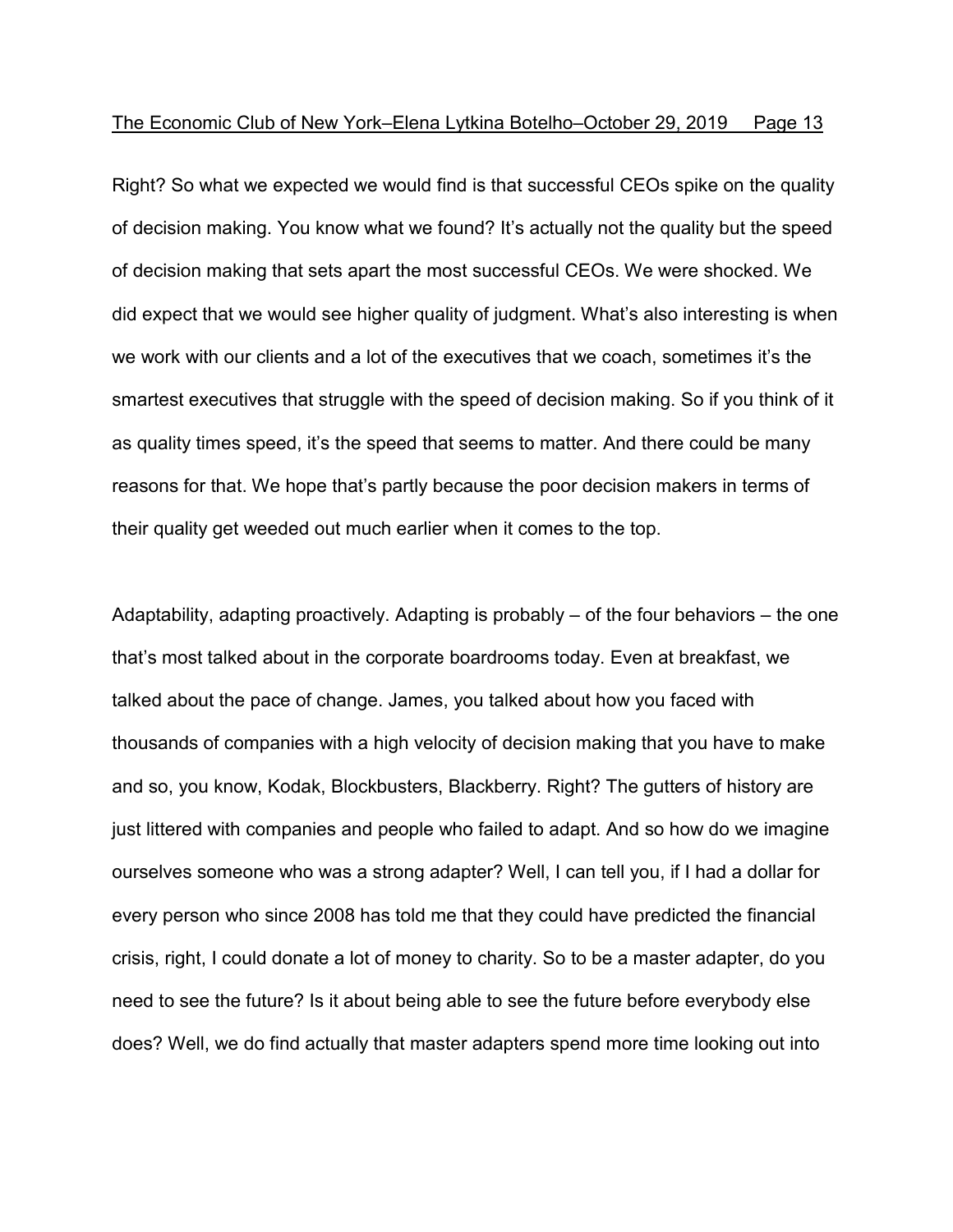Right? So what we expected we would find is that successful CEOs spike on the quality of decision making. You know what we found? It's actually not the quality but the speed of decision making that sets apart the most successful CEOs. We were shocked. We did expect that we would see higher quality of judgment. What's also interesting is when we work with our clients and a lot of the executives that we coach, sometimes it's the smartest executives that struggle with the speed of decision making. So if you think of it as quality times speed, it's the speed that seems to matter. And there could be many reasons for that. We hope that's partly because the poor decision makers in terms of their quality get weeded out much earlier when it comes to the top.

Adaptability, adapting proactively. Adapting is probably – of the four behaviors – the one that's most talked about in the corporate boardrooms today. Even at breakfast, we talked about the pace of change. James, you talked about how you faced with thousands of companies with a high velocity of decision making that you have to make and so, you know, Kodak, Blockbusters, Blackberry. Right? The gutters of history are just littered with companies and people who failed to adapt. And so how do we imagine ourselves someone who was a strong adapter? Well, I can tell you, if I had a dollar for every person who since 2008 has told me that they could have predicted the financial crisis, right, I could donate a lot of money to charity. So to be a master adapter, do you need to see the future? Is it about being able to see the future before everybody else does? Well, we do find actually that master adapters spend more time looking out into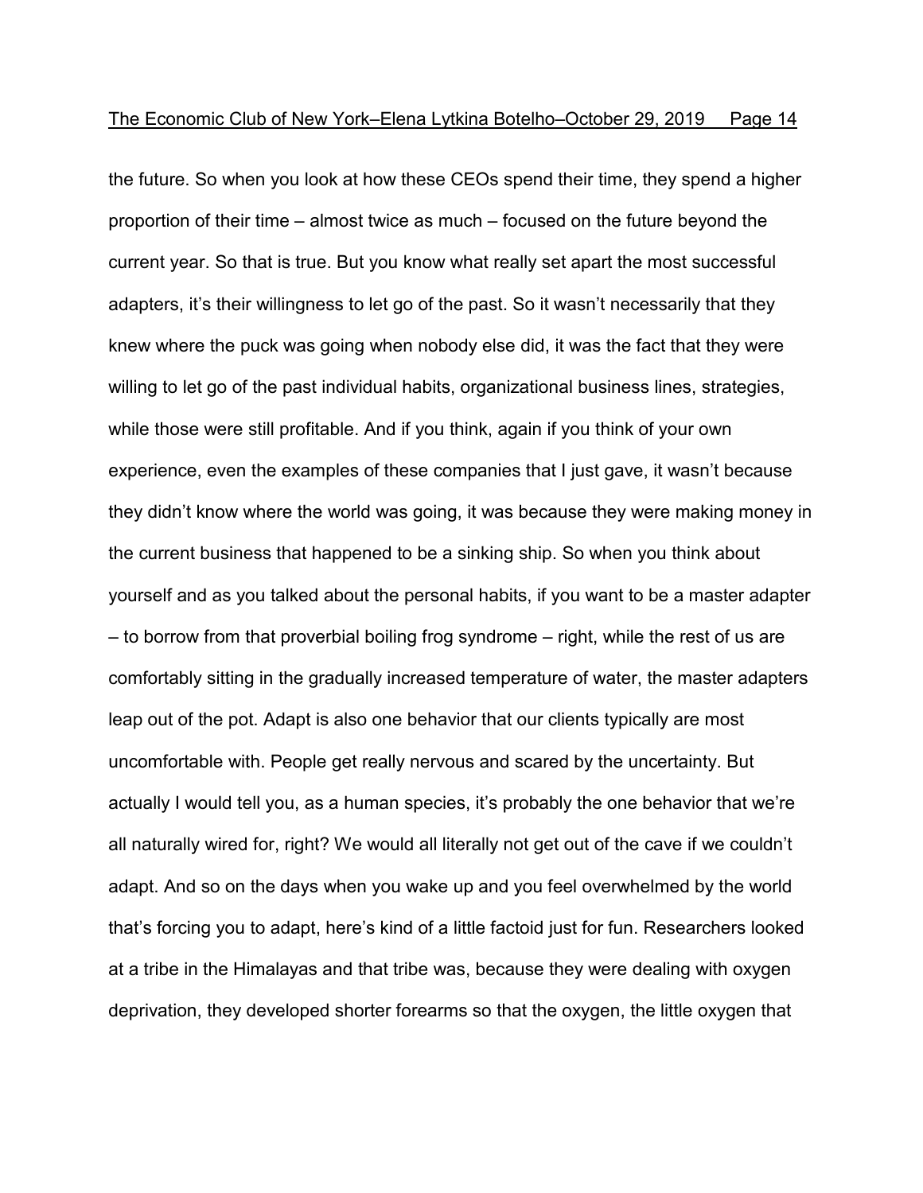the future. So when you look at how these CEOs spend their time, they spend a higher proportion of their time – almost twice as much – focused on the future beyond the current year. So that is true. But you know what really set apart the most successful adapters, it's their willingness to let go of the past. So it wasn't necessarily that they knew where the puck was going when nobody else did, it was the fact that they were willing to let go of the past individual habits, organizational business lines, strategies, while those were still profitable. And if you think, again if you think of your own experience, even the examples of these companies that I just gave, it wasn't because they didn't know where the world was going, it was because they were making money in the current business that happened to be a sinking ship. So when you think about yourself and as you talked about the personal habits, if you want to be a master adapter – to borrow from that proverbial boiling frog syndrome – right, while the rest of us are comfortably sitting in the gradually increased temperature of water, the master adapters leap out of the pot. Adapt is also one behavior that our clients typically are most uncomfortable with. People get really nervous and scared by the uncertainty. But actually I would tell you, as a human species, it's probably the one behavior that we're all naturally wired for, right? We would all literally not get out of the cave if we couldn't adapt. And so on the days when you wake up and you feel overwhelmed by the world that's forcing you to adapt, here's kind of a little factoid just for fun. Researchers looked at a tribe in the Himalayas and that tribe was, because they were dealing with oxygen deprivation, they developed shorter forearms so that the oxygen, the little oxygen that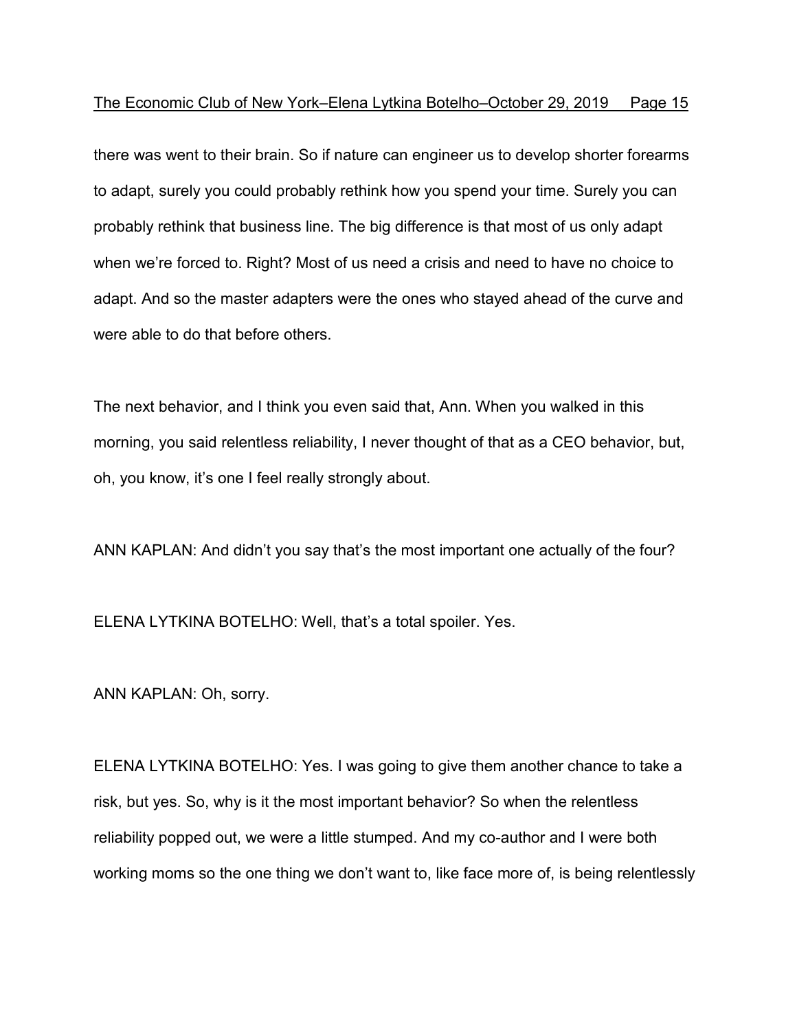there was went to their brain. So if nature can engineer us to develop shorter forearms to adapt, surely you could probably rethink how you spend your time. Surely you can probably rethink that business line. The big difference is that most of us only adapt when we're forced to. Right? Most of us need a crisis and need to have no choice to adapt. And so the master adapters were the ones who stayed ahead of the curve and were able to do that before others.

The next behavior, and I think you even said that, Ann. When you walked in this morning, you said relentless reliability, I never thought of that as a CEO behavior, but, oh, you know, it's one I feel really strongly about.

ANN KAPLAN: And didn't you say that's the most important one actually of the four?

ELENA LYTKINA BOTELHO: Well, that's a total spoiler. Yes.

ANN KAPLAN: Oh, sorry.

ELENA LYTKINA BOTELHO: Yes. I was going to give them another chance to take a risk, but yes. So, why is it the most important behavior? So when the relentless reliability popped out, we were a little stumped. And my co-author and I were both working moms so the one thing we don't want to, like face more of, is being relentlessly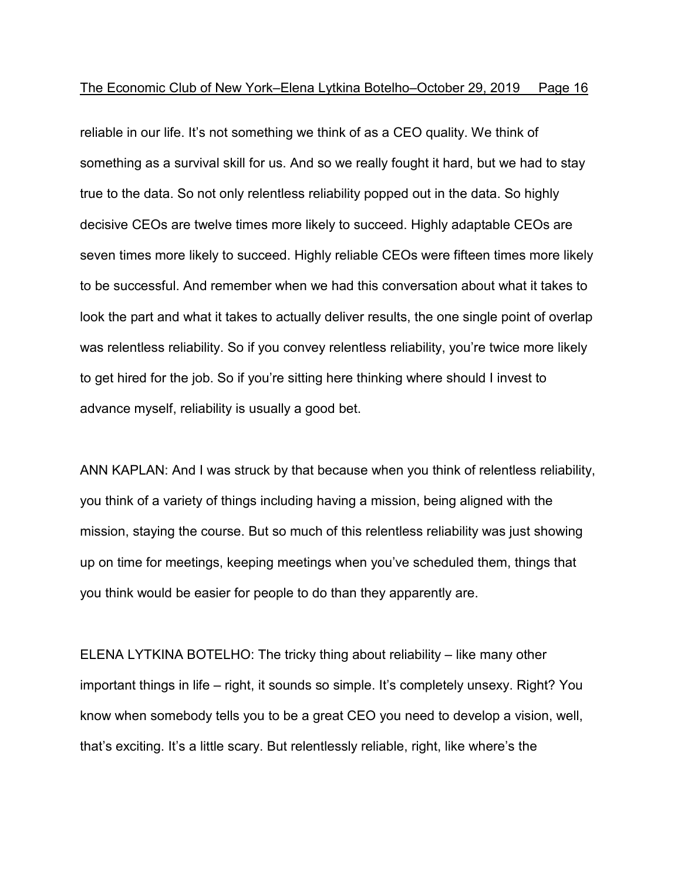reliable in our life. It's not something we think of as a CEO quality. We think of something as a survival skill for us. And so we really fought it hard, but we had to stay true to the data. So not only relentless reliability popped out in the data. So highly decisive CEOs are twelve times more likely to succeed. Highly adaptable CEOs are seven times more likely to succeed. Highly reliable CEOs were fifteen times more likely to be successful. And remember when we had this conversation about what it takes to look the part and what it takes to actually deliver results, the one single point of overlap was relentless reliability. So if you convey relentless reliability, you're twice more likely to get hired for the job. So if you're sitting here thinking where should I invest to advance myself, reliability is usually a good bet.

ANN KAPLAN: And I was struck by that because when you think of relentless reliability, you think of a variety of things including having a mission, being aligned with the mission, staying the course. But so much of this relentless reliability was just showing up on time for meetings, keeping meetings when you've scheduled them, things that you think would be easier for people to do than they apparently are.

ELENA LYTKINA BOTELHO: The tricky thing about reliability – like many other important things in life – right, it sounds so simple. It's completely unsexy. Right? You know when somebody tells you to be a great CEO you need to develop a vision, well, that's exciting. It's a little scary. But relentlessly reliable, right, like where's the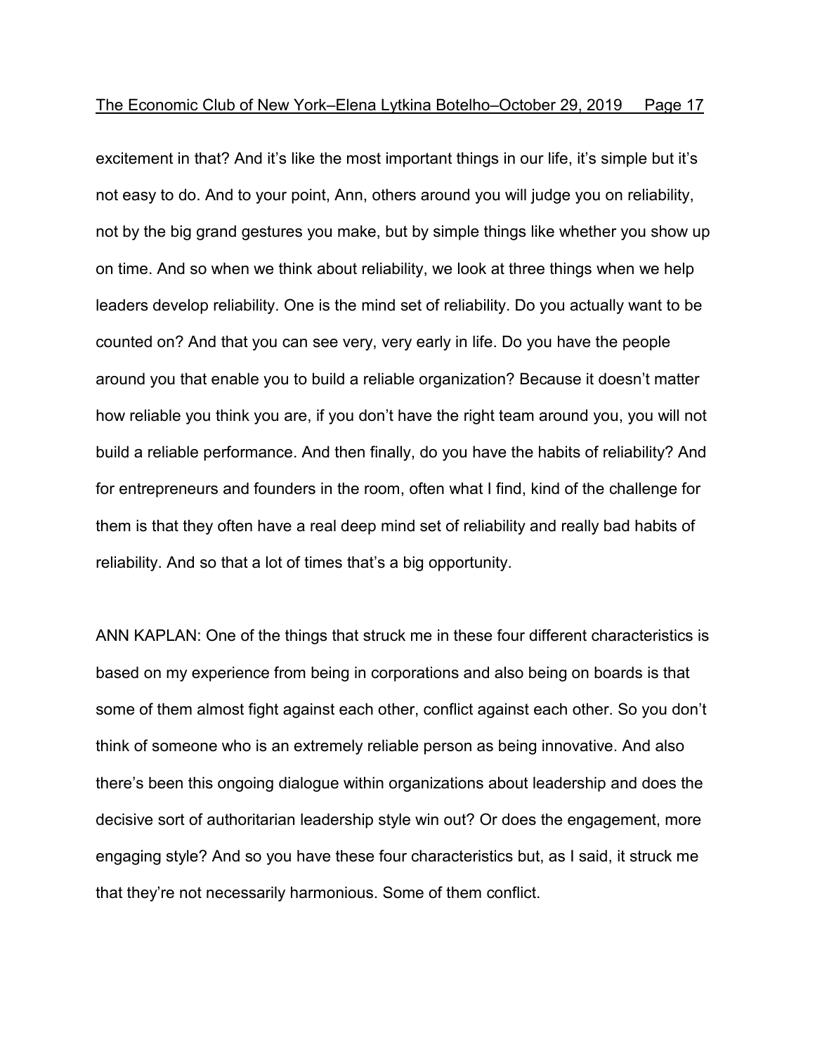excitement in that? And it's like the most important things in our life, it's simple but it's not easy to do. And to your point, Ann, others around you will judge you on reliability, not by the big grand gestures you make, but by simple things like whether you show up on time. And so when we think about reliability, we look at three things when we help leaders develop reliability. One is the mind set of reliability. Do you actually want to be counted on? And that you can see very, very early in life. Do you have the people around you that enable you to build a reliable organization? Because it doesn't matter how reliable you think you are, if you don't have the right team around you, you will not build a reliable performance. And then finally, do you have the habits of reliability? And for entrepreneurs and founders in the room, often what I find, kind of the challenge for them is that they often have a real deep mind set of reliability and really bad habits of reliability. And so that a lot of times that's a big opportunity.

ANN KAPLAN: One of the things that struck me in these four different characteristics is based on my experience from being in corporations and also being on boards is that some of them almost fight against each other, conflict against each other. So you don't think of someone who is an extremely reliable person as being innovative. And also there's been this ongoing dialogue within organizations about leadership and does the decisive sort of authoritarian leadership style win out? Or does the engagement, more engaging style? And so you have these four characteristics but, as I said, it struck me that they're not necessarily harmonious. Some of them conflict.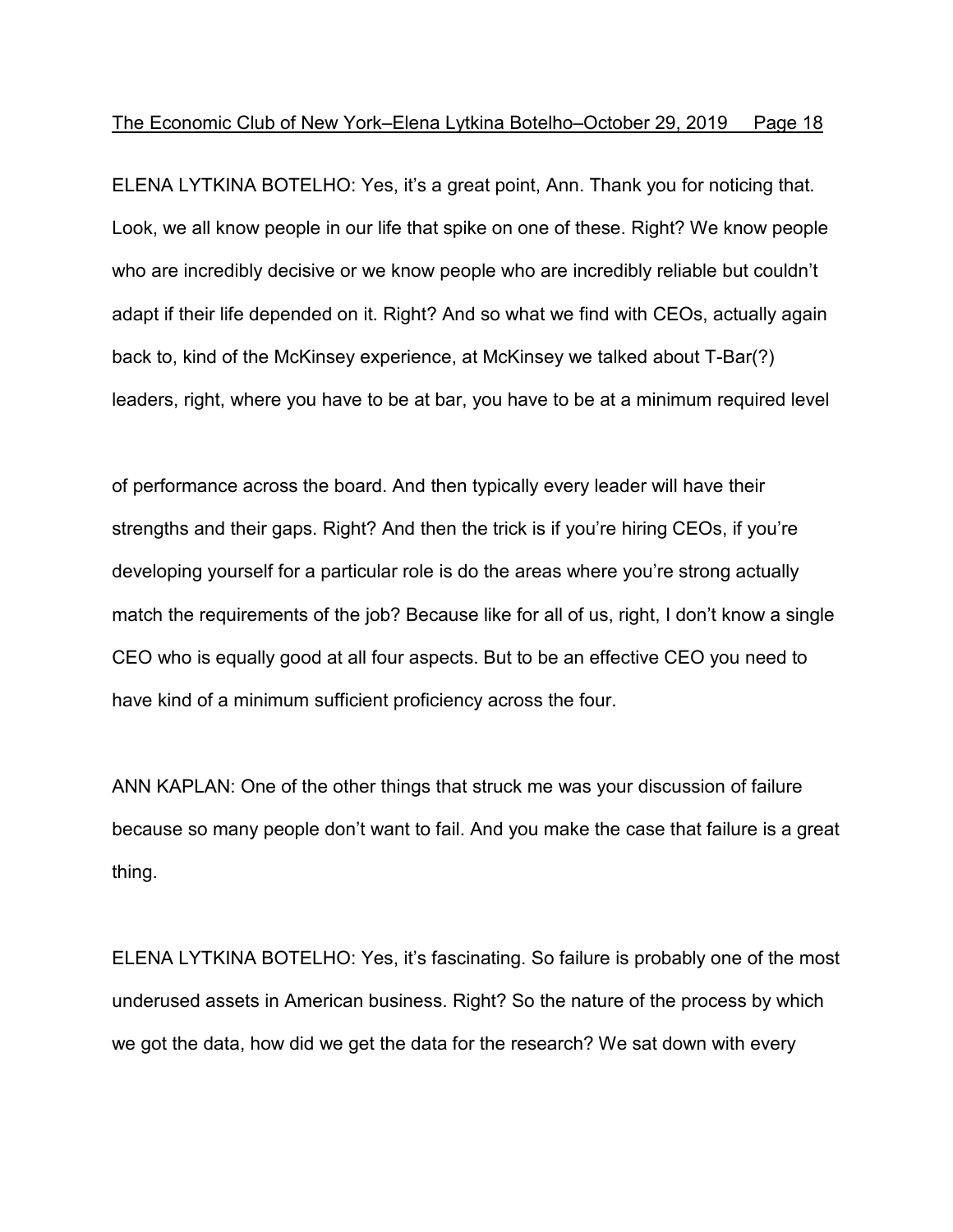ELENA LYTKINA BOTELHO: Yes, it's a great point, Ann. Thank you for noticing that. Look, we all know people in our life that spike on one of these. Right? We know people who are incredibly decisive or we know people who are incredibly reliable but couldn't adapt if their life depended on it. Right? And so what we find with CEOs, actually again back to, kind of the McKinsey experience, at McKinsey we talked about T-Bar(?) leaders, right, where you have to be at bar, you have to be at a minimum required level of performance across the board. And then typically every leader will have their strengths and their gaps. Right? And then the trick is if you're hiring CEOs, if you're developing yourself for a particular role is do the areas where you're strong actually match the requirements of the job? Because like for all of us, right, I don't know a single CEO who is equally good at all four aspects. But to be an effective CEO you need to have kind of a minimum sufficient proficiency across the four.

ANN KAPLAN: One of the other things that struck me was your discussion of failure because so many people don't want to fail. And you make the case that failure is a great thing.

ELENA LYTKINA BOTELHO: Yes, it's fascinating. So failure is probably one of the most underused assets in American business. Right? So the nature of the process by which we got the data, how did we get the data for the research? We sat down with every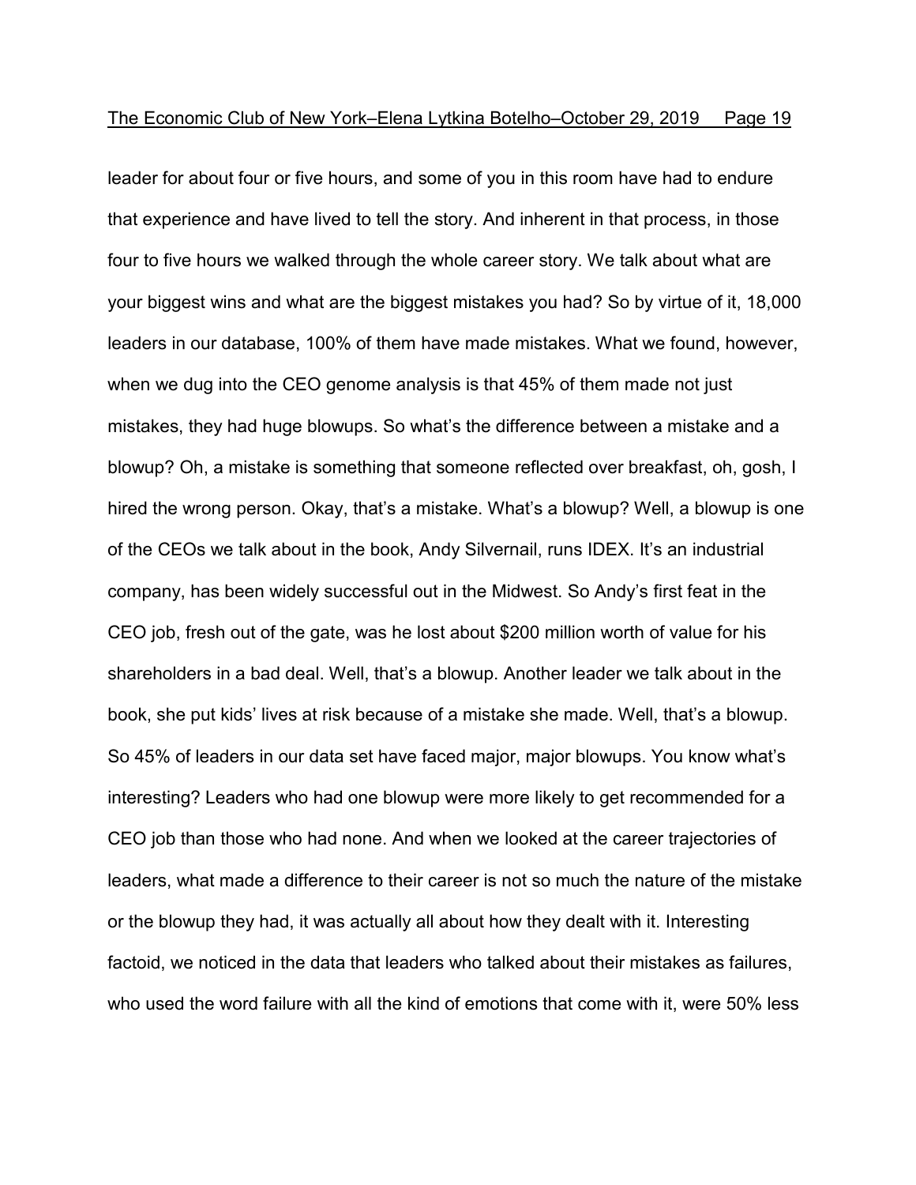leader for about four or five hours, and some of you in this room have had to endure that experience and have lived to tell the story. And inherent in that process, in those four to five hours we walked through the whole career story. We talk about what are your biggest wins and what are the biggest mistakes you had? So by virtue of it, 18,000 leaders in our database, 100% of them have made mistakes. What we found, however, when we dug into the CEO genome analysis is that 45% of them made not just mistakes, they had huge blowups. So what's the difference between a mistake and a blowup? Oh, a mistake is something that someone reflected over breakfast, oh, gosh, I hired the wrong person. Okay, that's a mistake. What's a blowup? Well, a blowup is one of the CEOs we talk about in the book, Andy Silvernail, runs IDEX. It's an industrial company, has been widely successful out in the Midwest. So Andy's first feat in the CEO job, fresh out of the gate, was he lost about $200 million worth of value for his shareholders in a bad deal. Well, that's a blowup. Another leader we talk about in the book, she put kids' lives at risk because of a mistake she made. Well, that's a blowup. So 45% of leaders in our data set have faced major, major blowups. You know what's interesting? Leaders who had one blowup were more likely to get recommended for a CEO job than those who had none. And when we looked at the career trajectories of leaders, what made a difference to their career is not so much the nature of the mistake or the blowup they had, it was actually all about how they dealt with it. Interesting factoid, we noticed in the data that leaders who talked about their mistakes as failures, who used the word failure with all the kind of emotions that come with it, were 50% less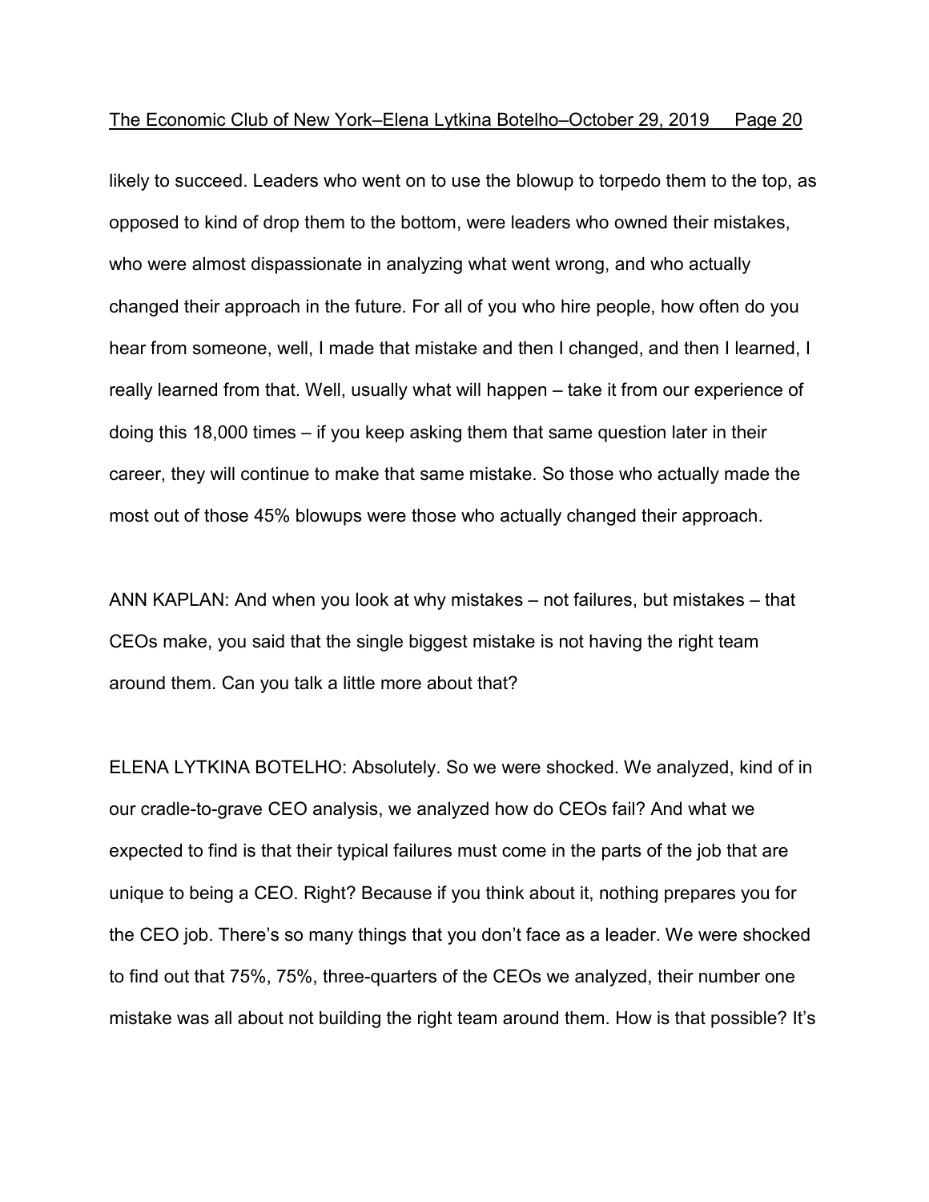likely to succeed. Leaders who went on to use the blowup to torpedo them to the top, as opposed to kind of drop them to the bottom, were leaders who owned their mistakes, who were almost dispassionate in analyzing what went wrong, and who actually changed their approach in the future. For all of you who hire people, how often do you hear from someone, well, I made that mistake and then I changed, and then I learned, I really learned from that. Well, usually what will happen – take it from our experience of doing this 18,000 times – if you keep asking them that same question later in their career, they will continue to make that same mistake. So those who actually made the most out of those 45% blowups were those who actually changed their approach.

ANN KAPLAN: And when you look at why mistakes – not failures, but mistakes – that CEOs make, you said that the single biggest mistake is not having the right team around them. Can you talk a little more about that?

ELENA LYTKINA BOTELHO: Absolutely. So we were shocked. We analyzed, kind of in our cradle-to-grave CEO analysis, we analyzed how do CEOs fail? And what we expected to find is that their typical failures must come in the parts of the job that are unique to being a CEO. Right? Because if you think about it, nothing prepares you for the CEO job. There's so many things that you don't face as a leader. We were shocked to find out that 75%, 75%, three-quarters of the CEOs we analyzed, their number one mistake was all about not building the right team around them. How is that possible? It's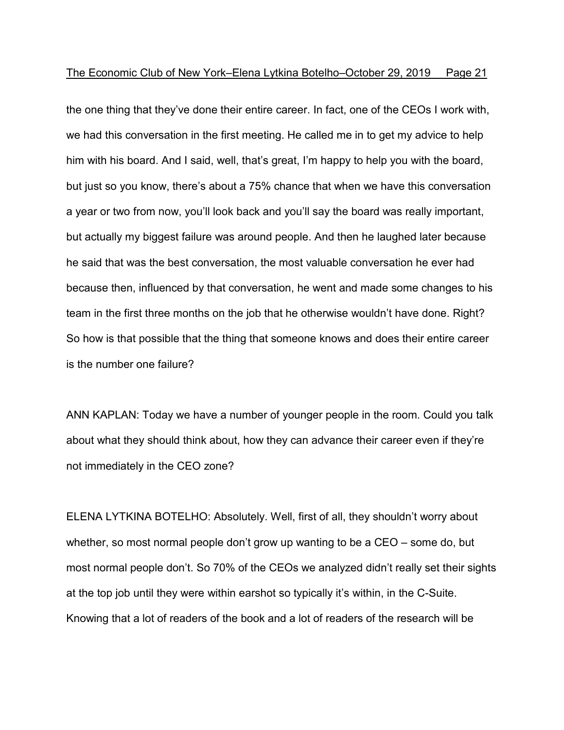the one thing that they've done their entire career. In fact, one of the CEOs I work with, we had this conversation in the first meeting. He called me in to get my advice to help him with his board. And I said, well, that's great, I'm happy to help you with the board, but just so you know, there's about a 75% chance that when we have this conversation a year or two from now, you'll look back and you'll say the board was really important, but actually my biggest failure was around people. And then he laughed later because he said that was the best conversation, the most valuable conversation he ever had because then, influenced by that conversation, he went and made some changes to his team in the first three months on the job that he otherwise wouldn't have done. Right? So how is that possible that the thing that someone knows and does their entire career is the number one failure?

ANN KAPLAN: Today we have a number of younger people in the room. Could you talk about what they should think about, how they can advance their career even if they're not immediately in the CEO zone?

ELENA LYTKINA BOTELHO: Absolutely. Well, first of all, they shouldn't worry about whether, so most normal people don't grow up wanting to be a CEO – some do, but most normal people don't. So 70% of the CEOs we analyzed didn't really set their sights at the top job until they were within earshot so typically it's within, in the C-Suite. Knowing that a lot of readers of the book and a lot of readers of the research will be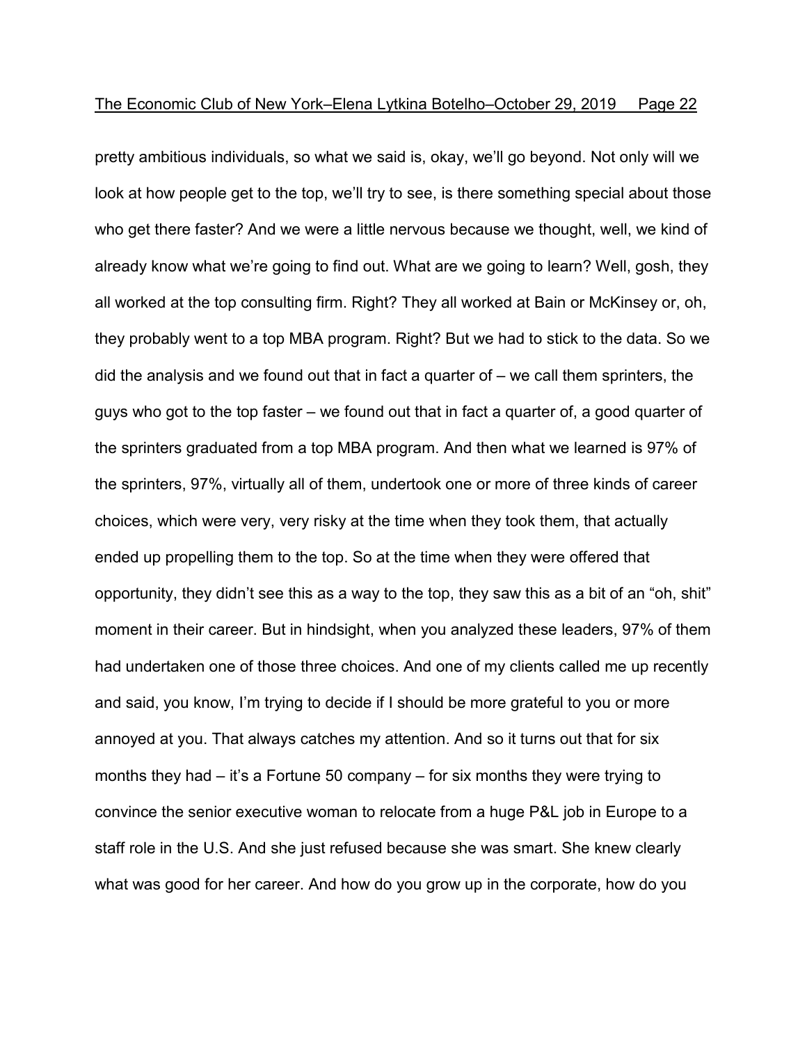pretty ambitious individuals, so what we said is, okay, we'll go beyond. Not only will we look at how people get to the top, we'll try to see, is there something special about those who get there faster? And we were a little nervous because we thought, well, we kind of already know what we're going to find out. What are we going to learn? Well, gosh, they all worked at the top consulting firm. Right? They all worked at Bain or McKinsey or, oh, they probably went to a top MBA program. Right? But we had to stick to the data. So we did the analysis and we found out that in fact a quarter of – we call them sprinters, the guys who got to the top faster – we found out that in fact a quarter of, a good quarter of the sprinters graduated from a top MBA program. And then what we learned is 97% of the sprinters, 97%, virtually all of them, undertook one or more of three kinds of career choices, which were very, very risky at the time when they took them, that actually ended up propelling them to the top. So at the time when they were offered that opportunity, they didn't see this as a way to the top, they saw this as a bit of an "oh, shit" moment in their career. But in hindsight, when you analyzed these leaders, 97% of them had undertaken one of those three choices. And one of my clients called me up recently and said, you know, I'm trying to decide if I should be more grateful to you or more annoyed at you. That always catches my attention. And so it turns out that for six months they had – it's a Fortune 50 company – for six months they were trying to convince the senior executive woman to relocate from a huge P&L job in Europe to a staff role in the U.S. And she just refused because she was smart. She knew clearly what was good for her career. And how do you grow up in the corporate, how do you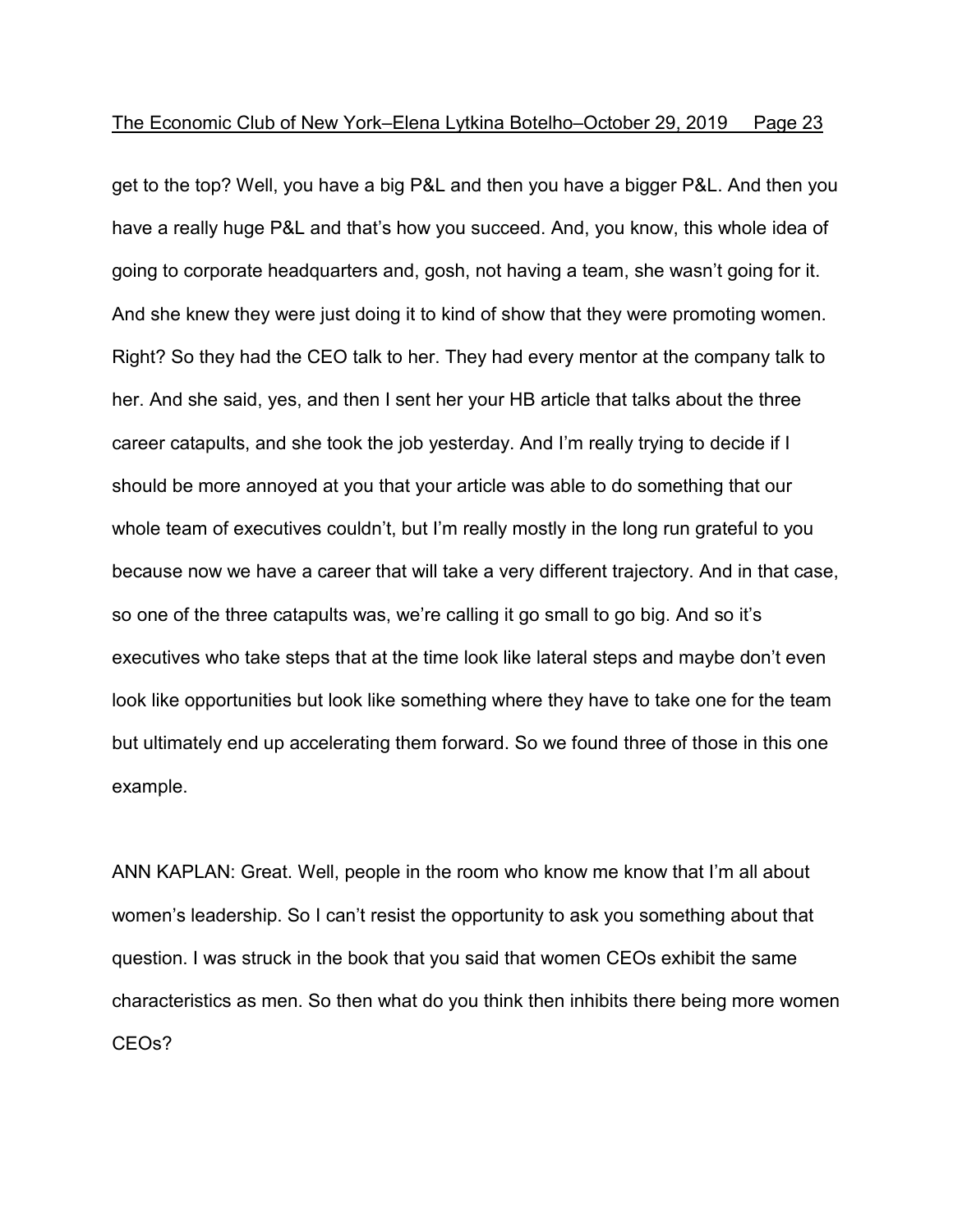get to the top? Well, you have a big P&L and then you have a bigger P&L. And then you have a really huge P&L and that's how you succeed. And, you know, this whole idea of going to corporate headquarters and, gosh, not having a team, she wasn't going for it. And she knew they were just doing it to kind of show that they were promoting women. Right? So they had the CEO talk to her. They had every mentor at the company talk to her. And she said, yes, and then I sent her your HB article that talks about the three career catapults, and she took the job yesterday. And I'm really trying to decide if I should be more annoyed at you that your article was able to do something that our whole team of executives couldn't, but I'm really mostly in the long run grateful to you because now we have a career that will take a very different trajectory. And in that case, so one of the three catapults was, we're calling it go small to go big. And so it's executives who take steps that at the time look like lateral steps and maybe don't even look like opportunities but look like something where they have to take one for the team but ultimately end up accelerating them forward. So we found three of those in this one example.

ANN KAPLAN: Great. Well, people in the room who know me know that I'm all about women's leadership. So I can't resist the opportunity to ask you something about that question. I was struck in the book that you said that women CEOs exhibit the same characteristics as men. So then what do you think then inhibits there being more women CEOs?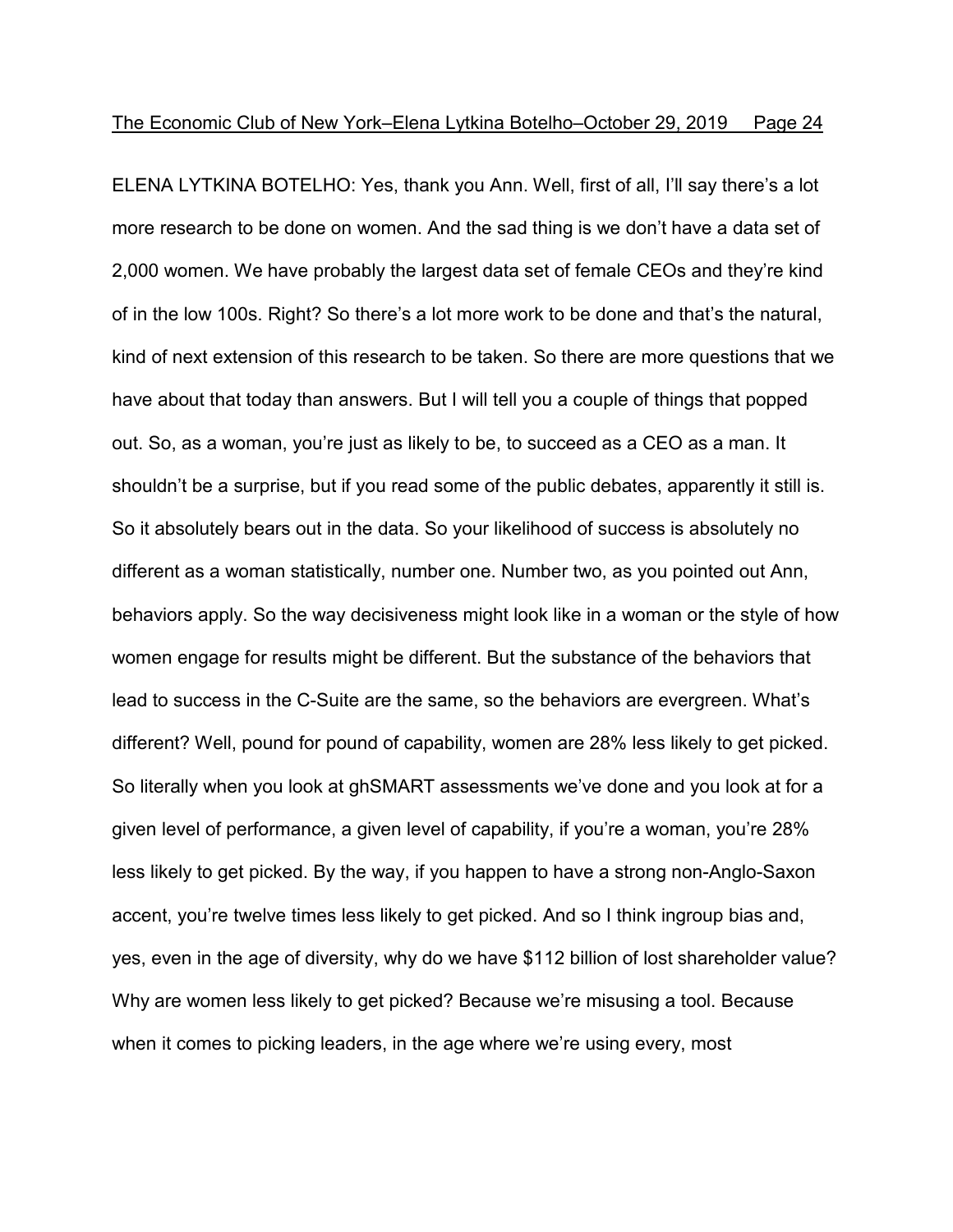ELENA LYTKINA BOTELHO: Yes, thank you Ann. Well, first of all, I'll say there's a lot more research to be done on women. And the sad thing is we don't have a data set of 2,000 women. We have probably the largest data set of female CEOs and they're kind of in the low 100s. Right? So there's a lot more work to be done and that's the natural, kind of next extension of this research to be taken. So there are more questions that we have about that today than answers. But I will tell you a couple of things that popped out. So, as a woman, you're just as likely to be, to succeed as a CEO as a man. It shouldn't be a surprise, but if you read some of the public debates, apparently it still is. So it absolutely bears out in the data. So your likelihood of success is absolutely no different as a woman statistically, number one. Number two, as you pointed out Ann, behaviors apply. So the way decisiveness might look like in a woman or the style of how women engage for results might be different. But the substance of the behaviors that lead to success in the C-Suite are the same, so the behaviors are evergreen. What's different? Well, pound for pound of capability, women are 28% less likely to get picked. So literally when you look at ghSMART assessments we've done and you look at for a given level of performance, a given level of capability, if you're a woman, you're 28% less likely to get picked. By the way, if you happen to have a strong non-Anglo-Saxon accent, you're twelve times less likely to get picked. And so I think ingroup bias and, yes, even in the age of diversity, why do we have $112 billion of lost shareholder value? Why are women less likely to get picked? Because we're misusing a tool. Because when it comes to picking leaders, in the age where we're using every, most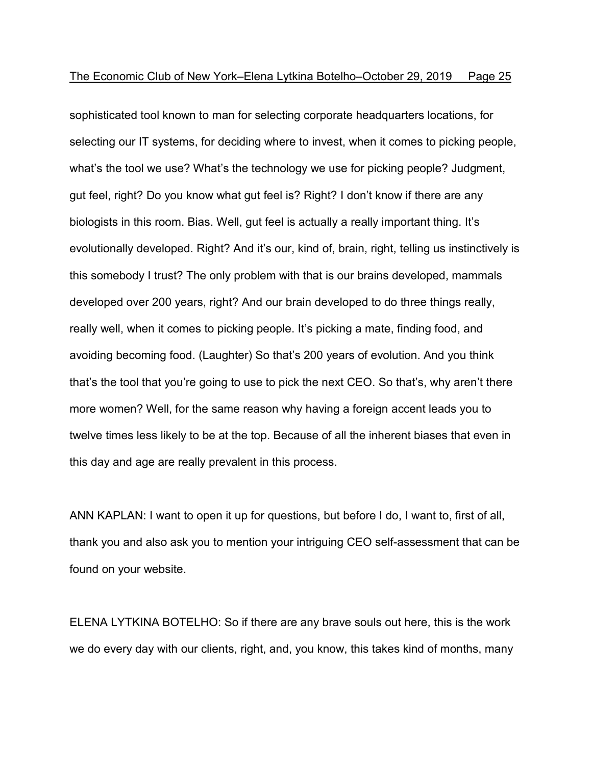sophisticated tool known to man for selecting corporate headquarters locations, for selecting our IT systems, for deciding where to invest, when it comes to picking people, what's the tool we use? What's the technology we use for picking people? Judgment, gut feel, right? Do you know what gut feel is? Right? I don't know if there are any biologists in this room. Bias. Well, gut feel is actually a really important thing. It's evolutionally developed. Right? And it's our, kind of, brain, right, telling us instinctively is this somebody I trust? The only problem with that is our brains developed, mammals developed over 200 years, right? And our brain developed to do three things really, really well, when it comes to picking people. It's picking a mate, finding food, and avoiding becoming food. (Laughter) So that's 200 years of evolution. And you think that's the tool that you're going to use to pick the next CEO. So that's, why aren't there more women? Well, for the same reason why having a foreign accent leads you to twelve times less likely to be at the top. Because of all the inherent biases that even in this day and age are really prevalent in this process.

ANN KAPLAN: I want to open it up for questions, but before I do, I want to, first of all, thank you and also ask you to mention your intriguing CEO self-assessment that can be found on your website.

ELENA LYTKINA BOTELHO: So if there are any brave souls out here, this is the work we do every day with our clients, right, and, you know, this takes kind of months, many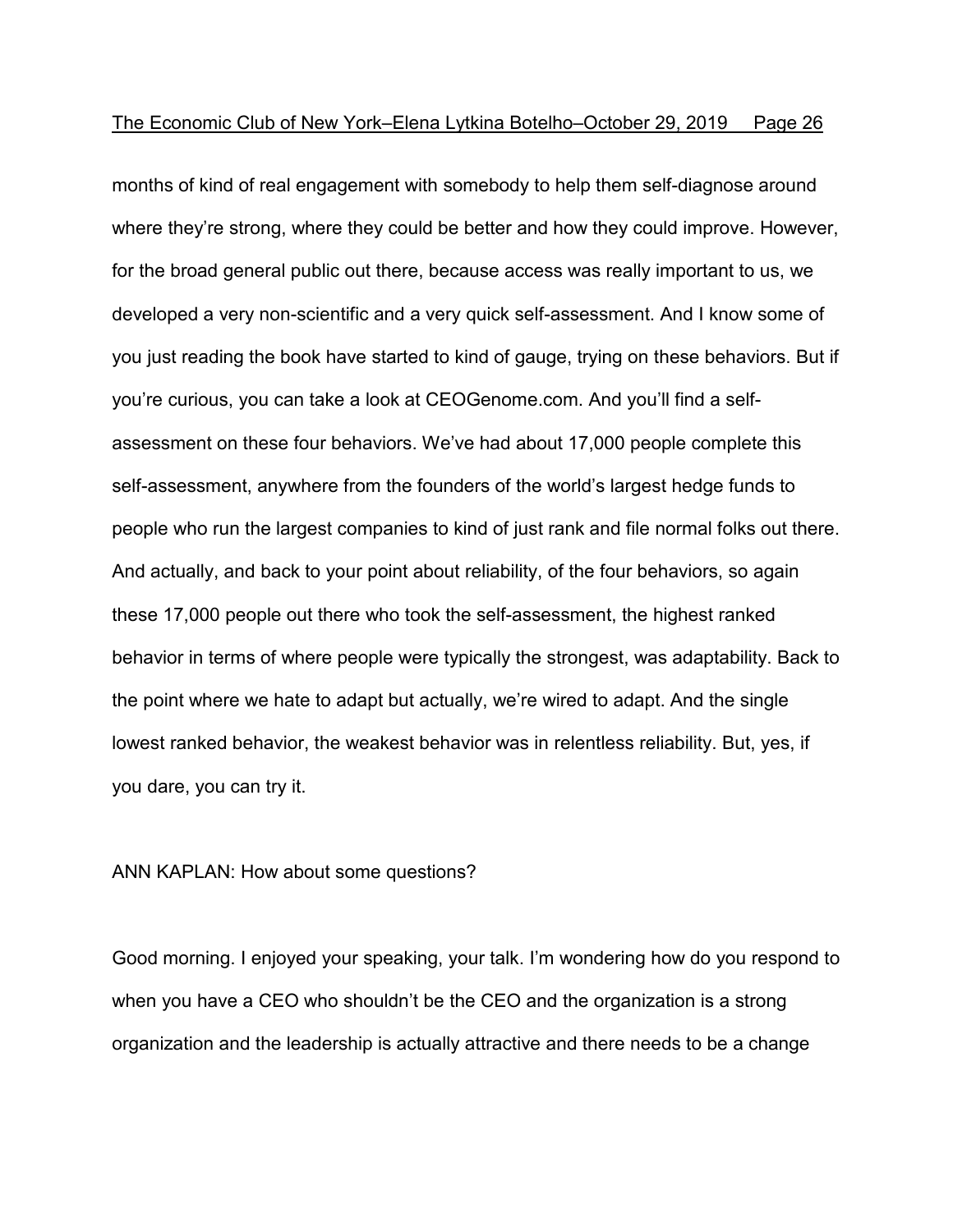months of kind of real engagement with somebody to help them self-diagnose around where they're strong, where they could be better and how they could improve. However, for the broad general public out there, because access was really important to us, we developed a very non-scientific and a very quick self-assessment. And I know some of you just reading the book have started to kind of gauge, trying on these behaviors. But if you're curious, you can take a look at CEOGenome.com. And you'll find a self-assessment on these four behaviors. We've had about 17,000 people complete this self-assessment, anywhere from the founders of the world's largest hedge funds to people who run the largest companies to kind of just rank and file normal folks out there. And actually, and back to your point about reliability, of the four behaviors, so again these 17,000 people out there who took the self-assessment, the highest ranked behavior in terms of where people were typically the strongest, was adaptability. Back to the point where we hate to adapt but actually, we're wired to adapt. And the single lowest ranked behavior, the weakest behavior was in relentless reliability. But, yes, if you dare, you can try it.

ANN KAPLAN: How about some questions?

Good morning. I enjoyed your speaking, your talk. I'm wondering how do you respond to when you have a CEO who shouldn't be the CEO and the organization is a strong organization and the leadership is actually attractive and there needs to be a change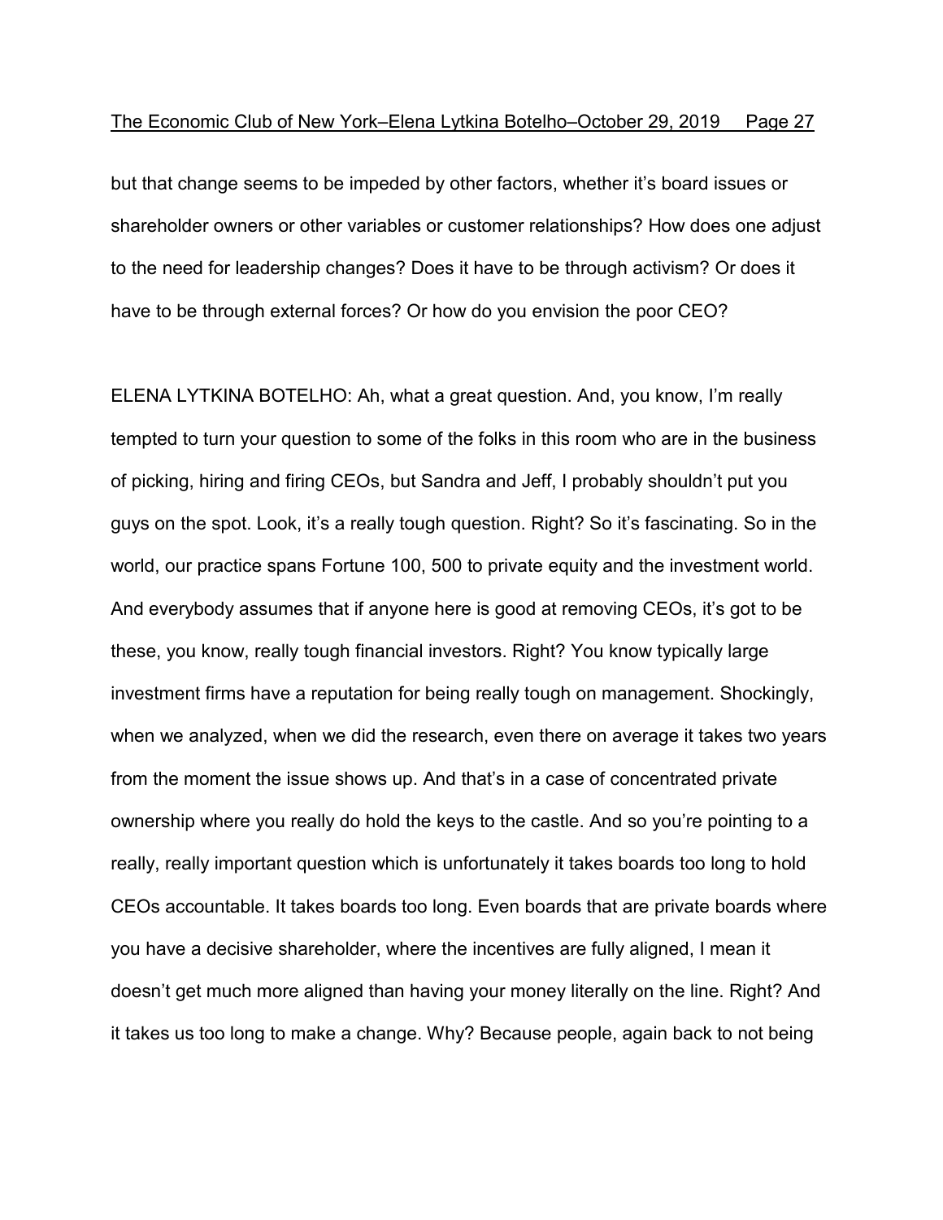but that change seems to be impeded by other factors, whether it's board issues or shareholder owners or other variables or customer relationships? How does one adjust to the need for leadership changes? Does it have to be through activism? Or does it have to be through external forces? Or how do you envision the poor CEO?

ELENA LYTKINA BOTELHO: Ah, what a great question. And, you know, I'm really tempted to turn your question to some of the folks in this room who are in the business of picking, hiring and firing CEOs, but Sandra and Jeff, I probably shouldn't put you guys on the spot. Look, it's a really tough question. Right? So it's fascinating. So in the world, our practice spans Fortune 100, 500 to private equity and the investment world. And everybody assumes that if anyone here is good at removing CEOs, it's got to be these, you know, really tough financial investors. Right? You know typically large investment firms have a reputation for being really tough on management. Shockingly, when we analyzed, when we did the research, even there on average it takes two years from the moment the issue shows up. And that's in a case of concentrated private ownership where you really do hold the keys to the castle. And so you're pointing to a really, really important question which is unfortunately it takes boards too long to hold CEOs accountable. It takes boards too long. Even boards that are private boards where you have a decisive shareholder, where the incentives are fully aligned, I mean it doesn't get much more aligned than having your money literally on the line. Right? And it takes us too long to make a change. Why? Because people, again back to not being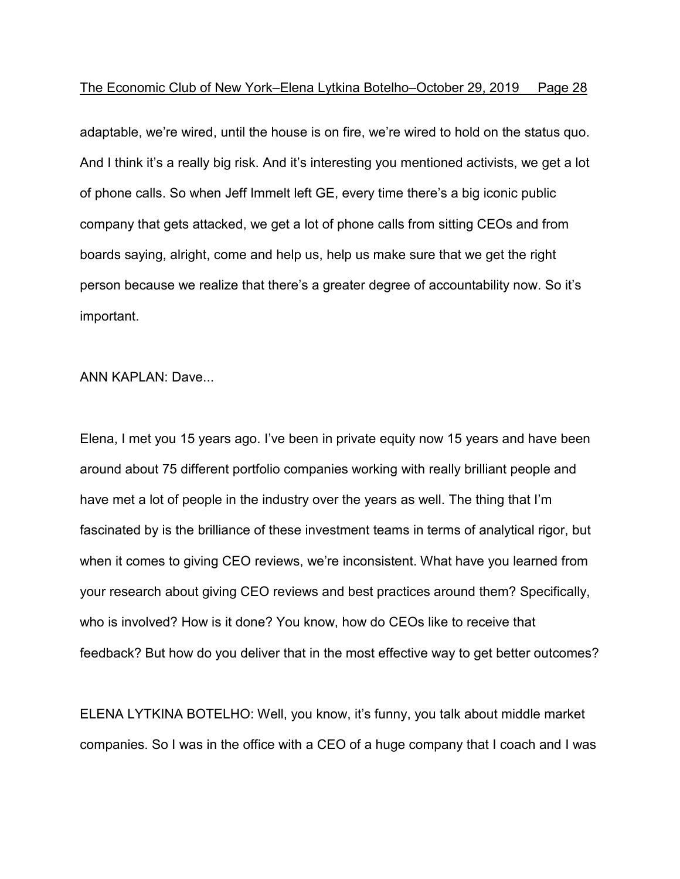adaptable, we're wired, until the house is on fire, we're wired to hold on the status quo. And I think it's a really big risk. And it's interesting you mentioned activists, we get a lot of phone calls. So when Jeff Immelt left GE, every time there's a big iconic public company that gets attacked, we get a lot of phone calls from sitting CEOs and from boards saying, alright, come and help us, help us make sure that we get the right person because we realize that there's a greater degree of accountability now. So it's important.

ANN KAPLAN: Dave...

Elena, I met you 15 years ago. I've been in private equity now 15 years and have been around about 75 different portfolio companies working with really brilliant people and have met a lot of people in the industry over the years as well. The thing that I'm fascinated by is the brilliance of these investment teams in terms of analytical rigor, but when it comes to giving CEO reviews, we're inconsistent. What have you learned from your research about giving CEO reviews and best practices around them? Specifically, who is involved? How is it done? You know, how do CEOs like to receive that feedback? But how do you deliver that in the most effective way to get better outcomes?

ELENA LYTKINA BOTELHO: Well, you know, it's funny, you talk about middle market companies. So I was in the office with a CEO of a huge company that I coach and I was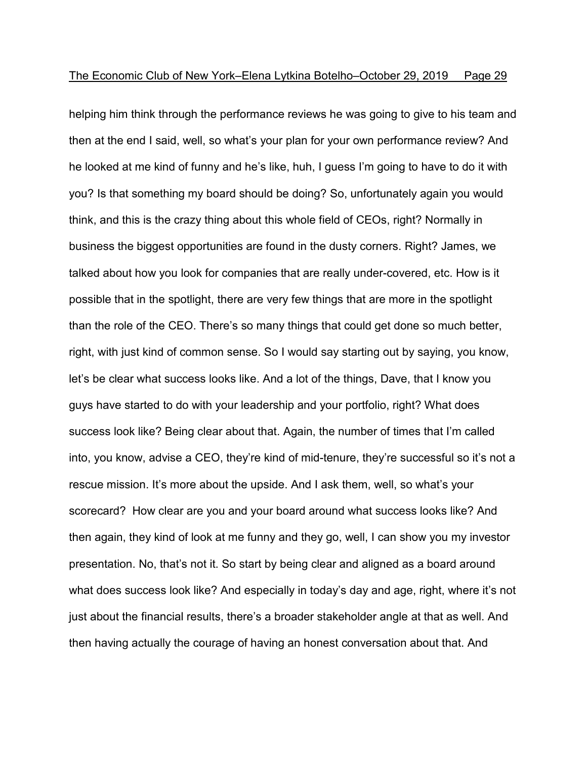helping him think through the performance reviews he was going to give to his team and then at the end I said, well, so what's your plan for your own performance review? And he looked at me kind of funny and he's like, huh, I guess I'm going to have to do it with you? Is that something my board should be doing? So, unfortunately again you would think, and this is the crazy thing about this whole field of CEOs, right? Normally in business the biggest opportunities are found in the dusty corners. Right? James, we talked about how you look for companies that are really under-covered, etc. How is it possible that in the spotlight, there are very few things that are more in the spotlight than the role of the CEO. There's so many things that could get done so much better, right, with just kind of common sense. So I would say starting out by saying, you know, let's be clear what success looks like. And a lot of the things, Dave, that I know you guys have started to do with your leadership and your portfolio, right? What does success look like? Being clear about that. Again, the number of times that I'm called into, you know, advise a CEO, they're kind of mid-tenure, they're successful so it's not a rescue mission. It's more about the upside. And I ask them, well, so what's your scorecard? How clear are you and your board around what success looks like? And then again, they kind of look at me funny and they go, well, I can show you my investor presentation. No, that's not it. So start by being clear and aligned as a board around what does success look like? And especially in today's day and age, right, where it's not just about the financial results, there's a broader stakeholder angle at that as well. And then having actually the courage of having an honest conversation about that. And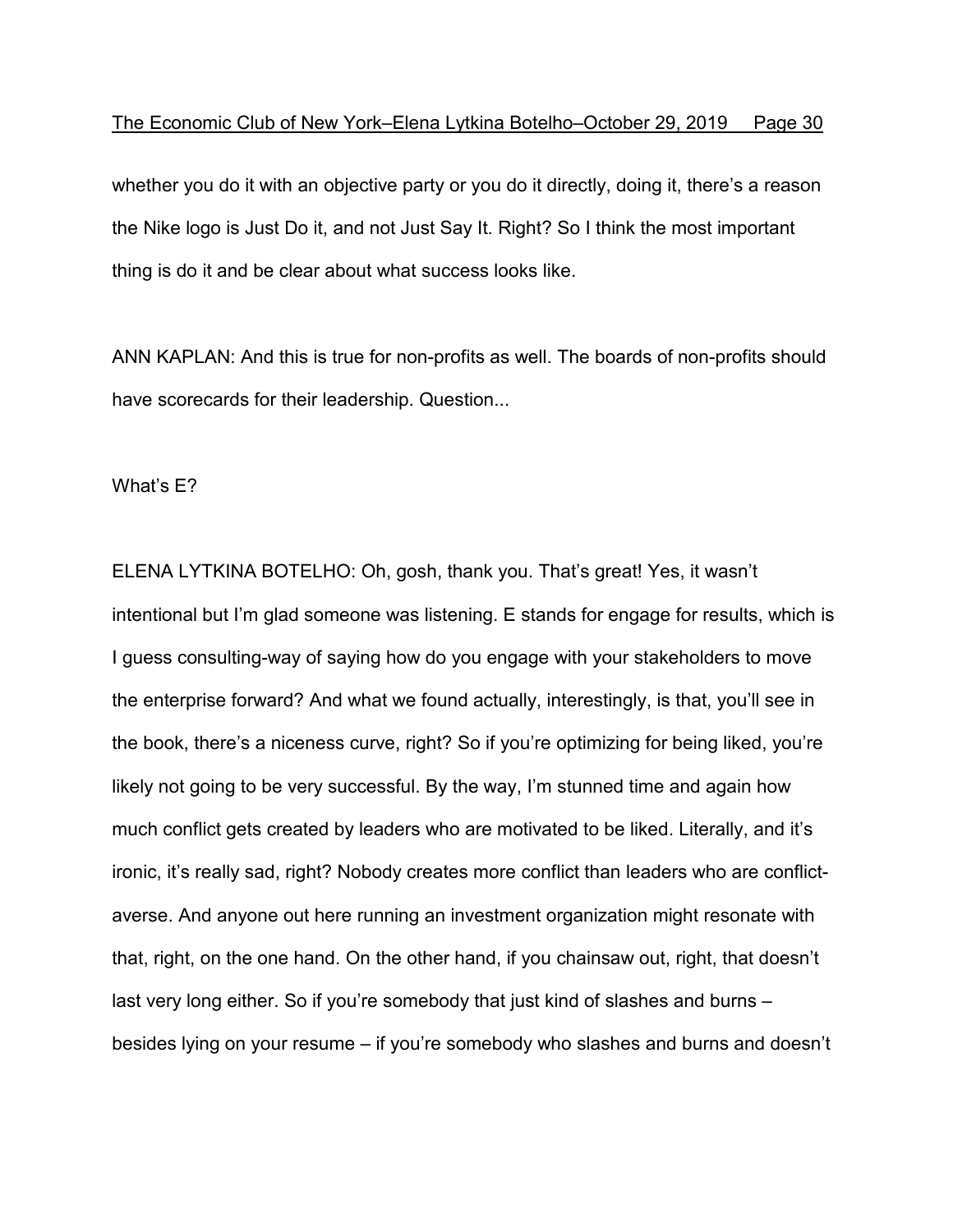whether you do it with an objective party or you do it directly, doing it, there's a reason the Nike logo is Just Do it, and not Just Say It. Right? So I think the most important thing is do it and be clear about what success looks like.

ANN KAPLAN: And this is true for non-profits as well. The boards of non-profits should have scorecards for their leadership. Question...

What's E?

ELENA LYTKINA BOTELHO: Oh, gosh, thank you. That's great! Yes, it wasn't intentional but I'm glad someone was listening. E stands for engage for results, which is I guess consulting-way of saying how do you engage with your stakeholders to move the enterprise forward? And what we found actually, interestingly, is that, you'll see in the book, there's a niceness curve, right? So if you're optimizing for being liked, you're likely not going to be very successful. By the way, I'm stunned time and again how much conflict gets created by leaders who are motivated to be liked. Literally, and it's ironic, it's really sad, right? Nobody creates more conflict than leaders who are conflict-averse. And anyone out here running an investment organization might resonate with that, right, on the one hand. On the other hand, if you chainsaw out, right, that doesn't last very long either. So if you're somebody that just kind of slashes and burns – besides lying on your resume – if you're somebody who slashes and burns and doesn't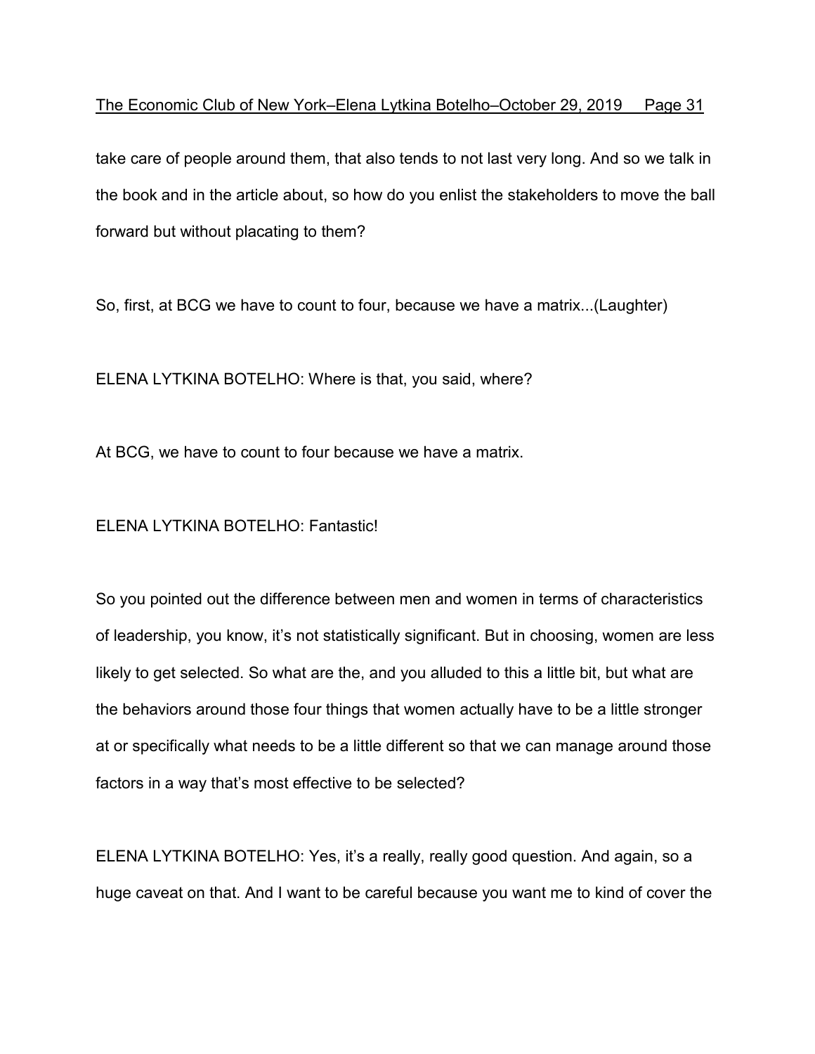take care of people around them, that also tends to not last very long. And so we talk in the book and in the article about, so how do you enlist the stakeholders to move the ball forward but without placating to them?

So, first, at BCG we have to count to four, because we have a matrix...(Laughter)

ELENA LYTKINA BOTELHO: Where is that, you said, where?

At BCG, we have to count to four because we have a matrix.

ELENA LYTKINA BOTELHO: Fantastic!

So you pointed out the difference between men and women in terms of characteristics of leadership, you know, it's not statistically significant. But in choosing, women are less likely to get selected. So what are the, and you alluded to this a little bit, but what are the behaviors around those four things that women actually have to be a little stronger at or specifically what needs to be a little different so that we can manage around those factors in a way that's most effective to be selected?

ELENA LYTKINA BOTELHO: Yes, it's a really, really good question. And again, so a huge caveat on that. And I want to be careful because you want me to kind of cover the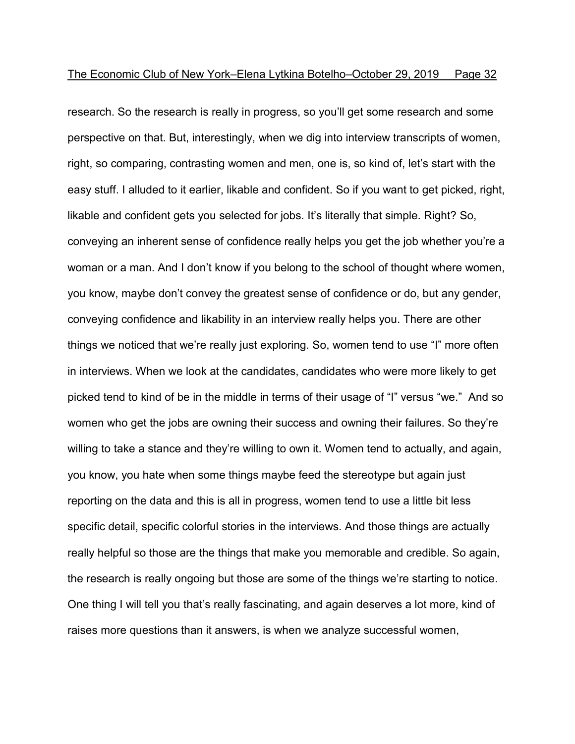research. So the research is really in progress, so you'll get some research and some perspective on that. But, interestingly, when we dig into interview transcripts of women, right, so comparing, contrasting women and men, one is, so kind of, let's start with the easy stuff. I alluded to it earlier, likable and confident. So if you want to get picked, right, likable and confident gets you selected for jobs. It's literally that simple. Right? So, conveying an inherent sense of confidence really helps you get the job whether you're a woman or a man. And I don't know if you belong to the school of thought where women, you know, maybe don't convey the greatest sense of confidence or do, but any gender, conveying confidence and likability in an interview really helps you. There are other things we noticed that we're really just exploring. So, women tend to use "I" more often in interviews. When we look at the candidates, candidates who were more likely to get picked tend to kind of be in the middle in terms of their usage of "I" versus "we." And so women who get the jobs are owning their success and owning their failures. So they're willing to take a stance and they're willing to own it. Women tend to actually, and again, you know, you hate when some things maybe feed the stereotype but again just reporting on the data and this is all in progress, women tend to use a little bit less specific detail, specific colorful stories in the interviews. And those things are actually really helpful so those are the things that make you memorable and credible. So again, the research is really ongoing but those are some of the things we're starting to notice. One thing I will tell you that's really fascinating, and again deserves a lot more, kind of raises more questions than it answers, is when we analyze successful women,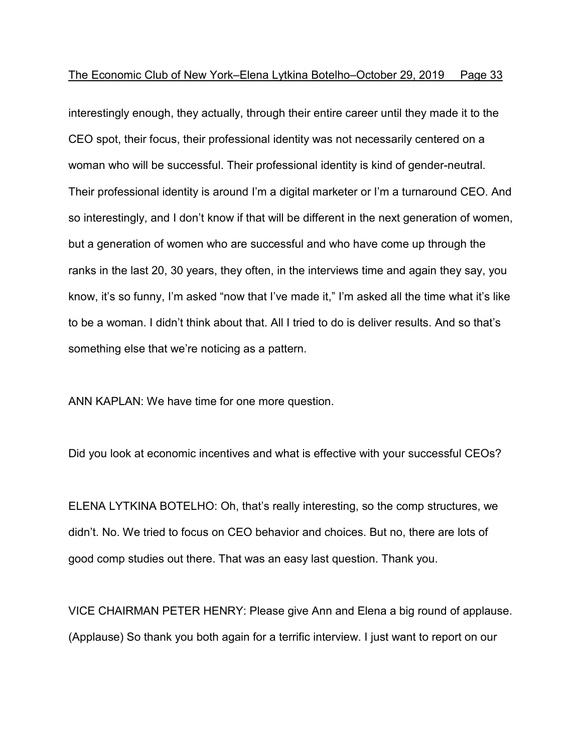interestingly enough, they actually, through their entire career until they made it to the CEO spot, their focus, their professional identity was not necessarily centered on a woman who will be successful. Their professional identity is kind of gender-neutral. Their professional identity is around I'm a digital marketer or I'm a turnaround CEO. And so interestingly, and I don't know if that will be different in the next generation of women, but a generation of women who are successful and who have come up through the ranks in the last 20, 30 years, they often, in the interviews time and again they say, you know, it's so funny, I'm asked "now that I've made it," I'm asked all the time what it's like to be a woman. I didn't think about that. All I tried to do is deliver results. And so that's something else that we're noticing as a pattern.

ANN KAPLAN: We have time for one more question.

Did you look at economic incentives and what is effective with your successful CEOs?

ELENA LYTKINA BOTELHO: Oh, that's really interesting, so the comp structures, we didn't. No. We tried to focus on CEO behavior and choices. But no, there are lots of good comp studies out there. That was an easy last question. Thank you.

VICE CHAIRMAN PETER HENRY: Please give Ann and Elena a big round of applause. (Applause) So thank you both again for a terrific interview. I just want to report on our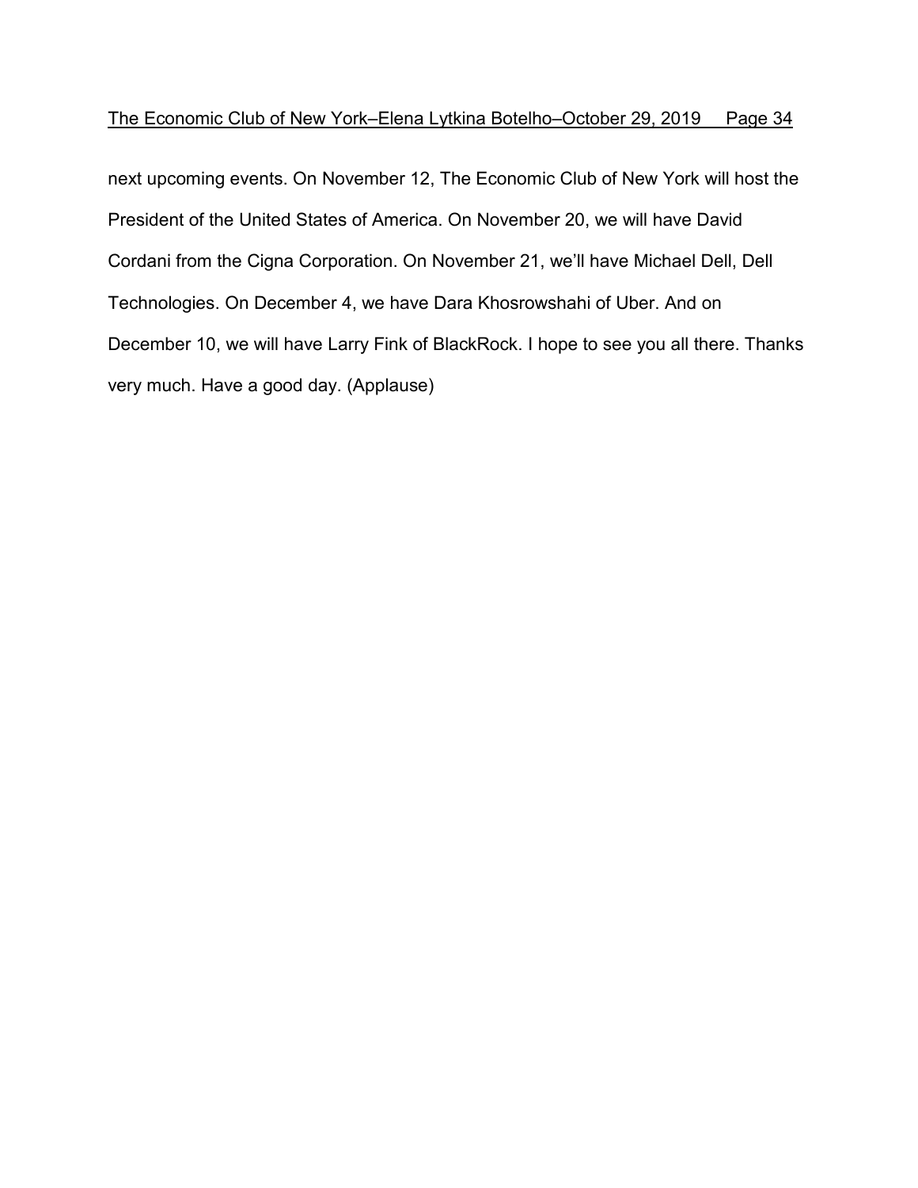next upcoming events. On November 12, The Economic Club of New York will host the President of the United States of America. On November 20, we will have David Cordani from the Cigna Corporation. On November 21, we'll have Michael Dell, Dell Technologies. On December 4, we have Dara Khosrowshahi of Uber. And on December 10, we will have Larry Fink of BlackRock. I hope to see you all there. Thanks very much. Have a good day. (Applause)